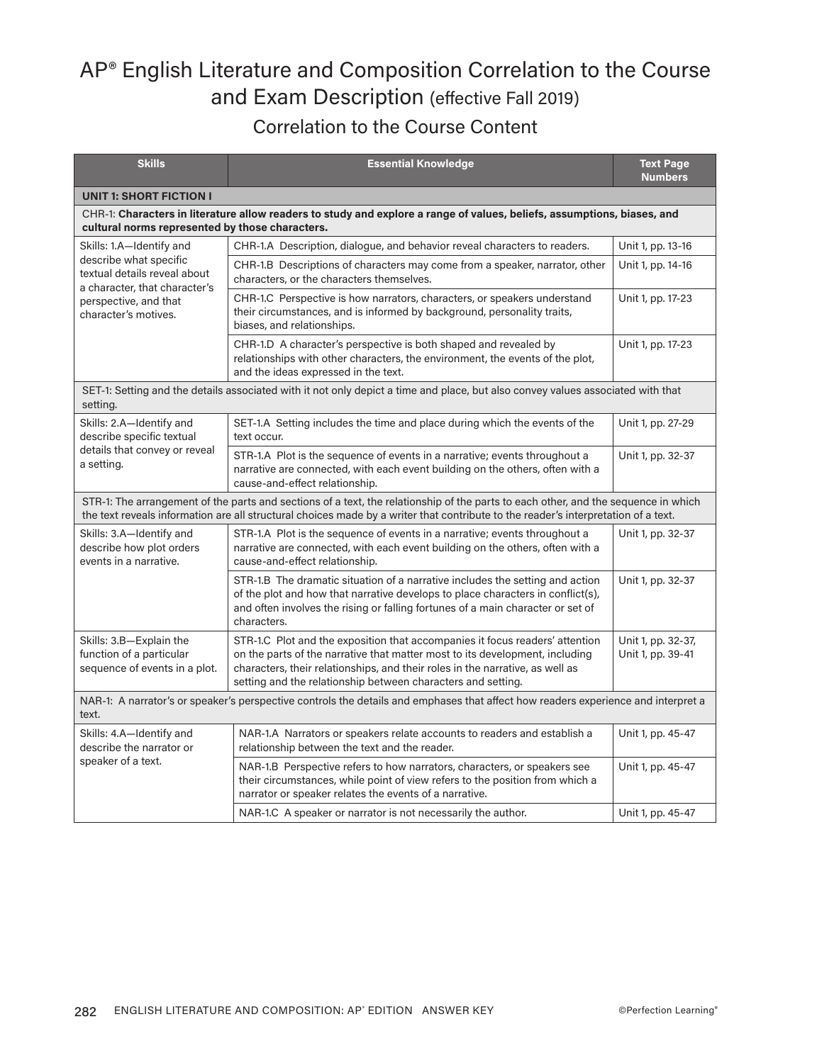# AP® English Literature and Composition Correlation to the Course and Exam Description (effective Fall 2019)

## Correlation to the Course Content

| Skills | Essential Knowledge | Text Page Numbers |
| --- | --- | --- |
| **UNIT 1: SHORT FICTION I** | | |
| CHR-1: **Characters in literature allow readers to study and explore a range of values, beliefs, assumptions, biases, and cultural norms represented by those characters.** | | |
| Skills: 1.A—Identify and describe what specific textual details reveal about a character, that character's perspective, and that character's motives. | CHR-1.A Description, dialogue, and behavior reveal characters to readers. | Unit 1, pp. 13-16 |
| | CHR-1.B Descriptions of characters may come from a speaker, narrator, other characters, or the characters themselves. | Unit 1, pp. 14-16 |
| | CHR-1.C Perspective is how narrators, characters, or speakers understand their circumstances, and is informed by background, personality traits, biases, and relationships. | Unit 1, pp. 17-23 |
| | CHR-1.D A character's perspective is both shaped and revealed by relationships with other characters, the environment, the events of the plot, and the ideas expressed in the text. | Unit 1, pp. 17-23 |
| SET-1: Setting and the details associated with it not only depict a time and place, but also convey values associated with that setting. | | |
| Skills: 2.A—Identify and describe specific textual details that convey or reveal a setting. | SET-1.A Setting includes the time and place during which the events of the text occur. | Unit 1, pp. 27-29 |
| | STR-1.A Plot is the sequence of events in a narrative; events throughout a narrative are connected, with each event building on the others, often with a cause-and-effect relationship. | Unit 1, pp. 32-37 |
| STR-1: The arrangement of the parts and sections of a text, the relationship of the parts to each other, and the sequence in which the text reveals information are all structural choices made by a writer that contribute to the reader's interpretation of a text. | | |
| Skills: 3.A—Identify and describe how plot orders events in a narrative. | STR-1.A Plot is the sequence of events in a narrative; events throughout a narrative are connected, with each event building on the others, often with a cause-and-effect relationship. | Unit 1, pp. 32-37 |
| | STR-1.B The dramatic situation of a narrative includes the setting and action of the plot and how that narrative develops to place characters in conflict(s), and often involves the rising or falling fortunes of a main character or set of characters. | Unit 1, pp. 32-37 |
| Skills: 3.B—Explain the function of a particular sequence of events in a plot. | STR-1.C Plot and the exposition that accompanies it focus readers' attention on the parts of the narrative that matter most to its development, including characters, their relationships, and their roles in the narrative, as well as setting and the relationship between characters and setting. | Unit 1, pp. 32-37, Unit 1, pp. 39-41 |
| NAR-1: A narrator's or speaker's perspective controls the details and emphases that affect how readers experience and interpret a text. | | |
| Skills: 4.A—Identify and describe the narrator or speaker of a text. | NAR-1.A Narrators or speakers relate accounts to readers and establish a relationship between the text and the reader. | Unit 1, pp. 45-47 |
| | NAR-1.B Perspective refers to how narrators, characters, or speakers see their circumstances, while point of view refers to the position from which a narrator or speaker relates the events of a narrative. | Unit 1, pp. 45-47 |
| | NAR-1.C A speaker or narrator is not necessarily the author. | Unit 1, pp. 45-47 |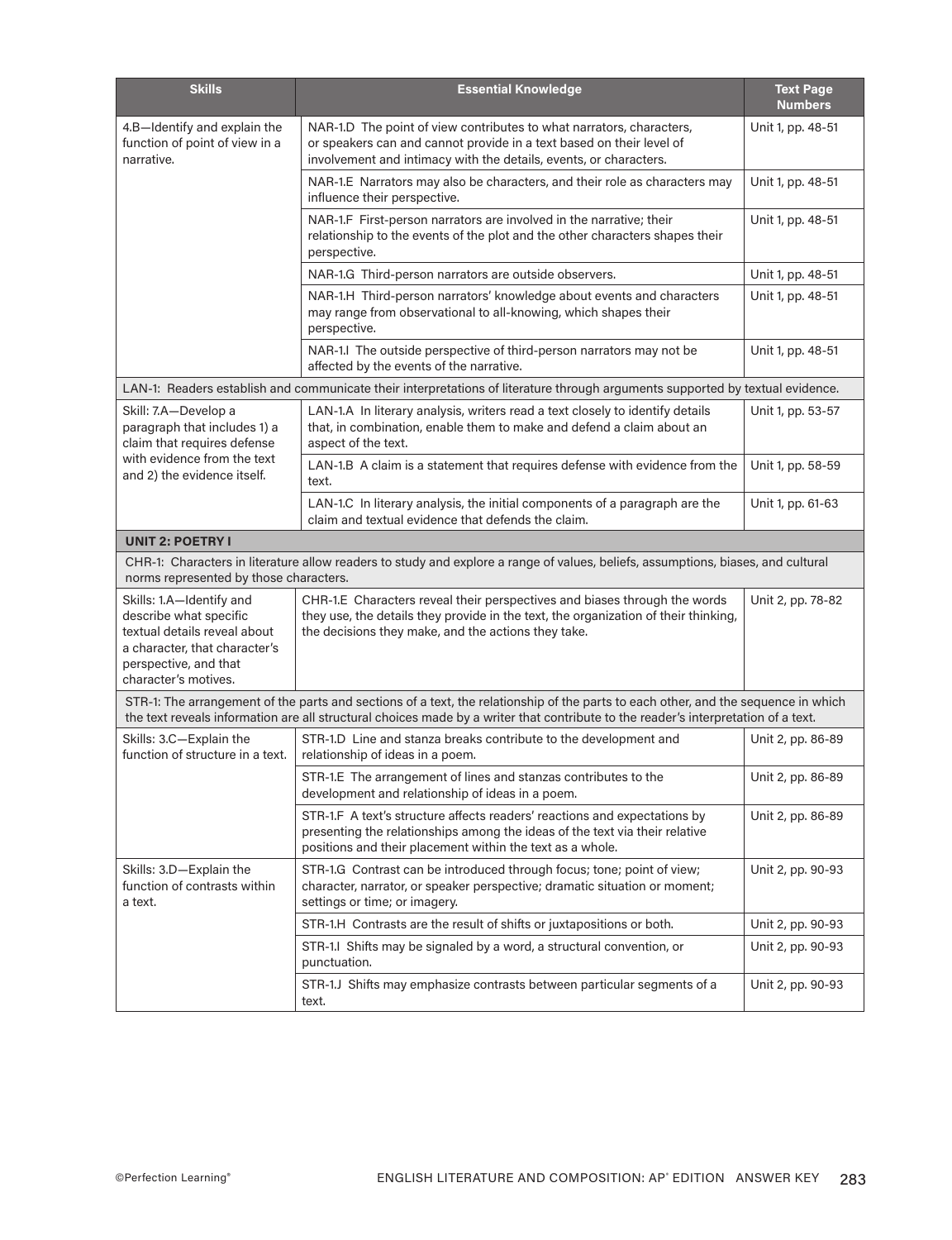| Skills | Essential Knowledge | Text Page Numbers |
|---|---|---|
| 4.B—Identify and explain the function of point of view in a narrative. | NAR-1.D The point of view contributes to what narrators, characters, or speakers can and cannot provide in a text based on their level of involvement and intimacy with the details, events, or characters. | Unit 1, pp. 48-51 |
| | NAR-1.E Narrators may also be characters, and their role as characters may influence their perspective. | Unit 1, pp. 48-51 |
| | NAR-1.F First-person narrators are involved in the narrative; their relationship to the events of the plot and the other characters shapes their perspective. | Unit 1, pp. 48-51 |
| | NAR-1.G Third-person narrators are outside observers. | Unit 1, pp. 48-51 |
| | NAR-1.H Third-person narrators' knowledge about events and characters may range from observational to all-knowing, which shapes their perspective. | Unit 1, pp. 48-51 |
| | NAR-1.I The outside perspective of third-person narrators may not be affected by the events of the narrative. | Unit 1, pp. 48-51 |
| LAN-1: Readers establish and communicate their interpretations of literature through arguments supported by textual evidence. | | |
| Skill: 7.A—Develop a paragraph that includes 1) a claim that requires defense with evidence from the text and 2) the evidence itself. | LAN-1.A In literary analysis, writers read a text closely to identify details that, in combination, enable them to make and defend a claim about an aspect of the text. | Unit 1, pp. 53-57 |
| | LAN-1.B A claim is a statement that requires defense with evidence from the text. | Unit 1, pp. 58-59 |
| | LAN-1.C In literary analysis, the initial components of a paragraph are the claim and textual evidence that defends the claim. | Unit 1, pp. 61-63 |
| **UNIT 2: POETRY I** | | |
| CHR-1: Characters in literature allow readers to study and explore a range of values, beliefs, assumptions, biases, and cultural norms represented by those characters. | | |
| Skills: 1.A—Identify and describe what specific textual details reveal about a character, that character's perspective, and that character's motives. | CHR-1.E Characters reveal their perspectives and biases through the words they use, the details they provide in the text, the organization of their thinking, the decisions they make, and the actions they take. | Unit 2, pp. 78-82 |
| STR-1: The arrangement of the parts and sections of a text, the relationship of the parts to each other, and the sequence in which the text reveals information are all structural choices made by a writer that contribute to the reader's interpretation of a text. | | |
| Skills: 3.C—Explain the function of structure in a text. | STR-1.D Line and stanza breaks contribute to the development and relationship of ideas in a poem. | Unit 2, pp. 86-89 |
| | STR-1.E The arrangement of lines and stanzas contributes to the development and relationship of ideas in a poem. | Unit 2, pp. 86-89 |
| | STR-1.F A text's structure affects readers' reactions and expectations by presenting the relationships among the ideas of the text via their relative positions and their placement within the text as a whole. | Unit 2, pp. 86-89 |
| Skills: 3.D—Explain the function of contrasts within a text. | STR-1.G Contrast can be introduced through focus; tone; point of view; character, narrator, or speaker perspective; dramatic situation or moment; settings or time; or imagery. | Unit 2, pp. 90-93 |
| | STR-1.H Contrasts are the result of shifts or juxtapositions or both. | Unit 2, pp. 90-93 |
| | STR-1.I Shifts may be signaled by a word, a structural convention, or punctuation. | Unit 2, pp. 90-93 |
| | STR-1.J Shifts may emphasize contrasts between particular segments of a text. | Unit 2, pp. 90-93 |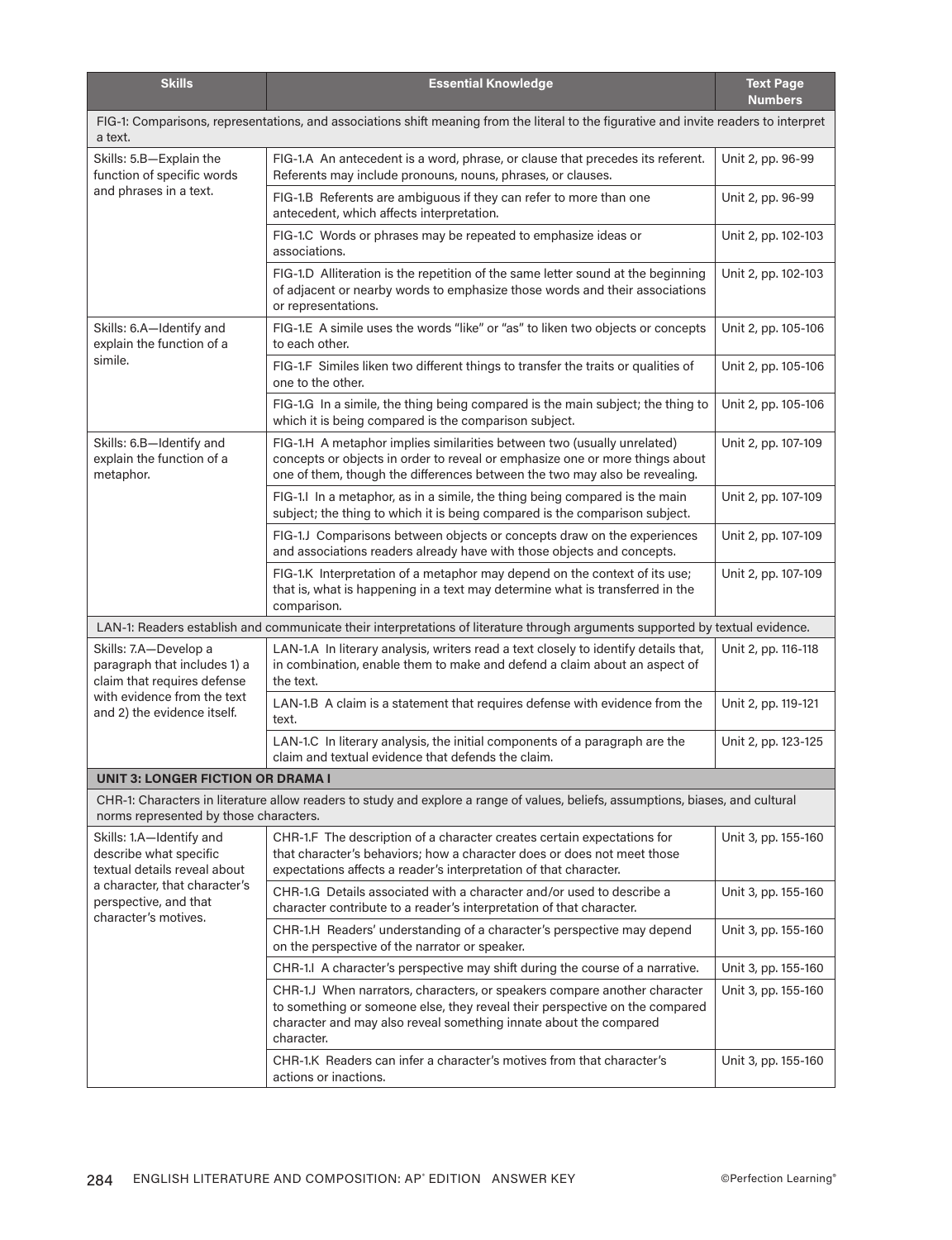| Skills | Essential Knowledge | Text Page Numbers |
|---|---|---|
| FIG-1: Comparisons, representations, and associations shift meaning from the literal to the figurative and invite readers to interpret a text. | | |
| Skills: 5.B—Explain the function of specific words and phrases in a text. | FIG-1.A An antecedent is a word, phrase, or clause that precedes its referent. Referents may include pronouns, nouns, phrases, or clauses. | Unit 2, pp. 96-99 |
| | FIG-1.B Referents are ambiguous if they can refer to more than one antecedent, which affects interpretation. | Unit 2, pp. 96-99 |
| | FIG-1.C Words or phrases may be repeated to emphasize ideas or associations. | Unit 2, pp. 102-103 |
| | FIG-1.D Alliteration is the repetition of the same letter sound at the beginning of adjacent or nearby words to emphasize those words and their associations or representations. | Unit 2, pp. 102-103 |
| Skills: 6.A—Identify and explain the function of a simile. | FIG-1.E A simile uses the words "like" or "as" to liken two objects or concepts to each other. | Unit 2, pp. 105-106 |
| | FIG-1.F Similes liken two different things to transfer the traits or qualities of one to the other. | Unit 2, pp. 105-106 |
| | FIG-1.G In a simile, the thing being compared is the main subject; the thing to which it is being compared is the comparison subject. | Unit 2, pp. 105-106 |
| Skills: 6.B—Identify and explain the function of a metaphor. | FIG-1.H A metaphor implies similarities between two (usually unrelated) concepts or objects in order to reveal or emphasize one or more things about one of them, though the differences between the two may also be revealing. | Unit 2, pp. 107-109 |
| | FIG-1.I In a metaphor, as in a simile, the thing being compared is the main subject; the thing to which it is being compared is the comparison subject. | Unit 2, pp. 107-109 |
| | FIG-1.J Comparisons between objects or concepts draw on the experiences and associations readers already have with those objects and concepts. | Unit 2, pp. 107-109 |
| | FIG-1.K Interpretation of a metaphor may depend on the context of its use; that is, what is happening in a text may determine what is transferred in the comparison. | Unit 2, pp. 107-109 |
| LAN-1: Readers establish and communicate their interpretations of literature through arguments supported by textual evidence. | | |
| Skills: 7.A—Develop a paragraph that includes 1) a claim that requires defense with evidence from the text and 2) the evidence itself. | LAN-1.A In literary analysis, writers read a text closely to identify details that, in combination, enable them to make and defend a claim about an aspect of the text. | Unit 2, pp. 116-118 |
| | LAN-1.B A claim is a statement that requires defense with evidence from the text. | Unit 2, pp. 119-121 |
| | LAN-1.C In literary analysis, the initial components of a paragraph are the claim and textual evidence that defends the claim. | Unit 2, pp. 123-125 |
| **UNIT 3: LONGER FICTION OR DRAMA I** | | |
| CHR-1: Characters in literature allow readers to study and explore a range of values, beliefs, assumptions, biases, and cultural norms represented by those characters. | | |
| Skills: 1.A—Identify and describe what specific textual details reveal about a character, that character's perspective, and that character's motives. | CHR-1.F The description of a character creates certain expectations for that character's behaviors; how a character does or does not meet those expectations affects a reader's interpretation of that character. | Unit 3, pp. 155-160 |
| | CHR-1.G Details associated with a character and/or used to describe a character contribute to a reader's interpretation of that character. | Unit 3, pp. 155-160 |
| | CHR-1.H Readers' understanding of a character's perspective may depend on the perspective of the narrator or speaker. | Unit 3, pp. 155-160 |
| | CHR-1.I A character's perspective may shift during the course of a narrative. | Unit 3, pp. 155-160 |
| | CHR-1.J When narrators, characters, or speakers compare another character to something or someone else, they reveal their perspective on the compared character and may also reveal something innate about the compared character. | Unit 3, pp. 155-160 |
| | CHR-1.K Readers can infer a character's motives from that character's actions or inactions. | Unit 3, pp. 155-160 |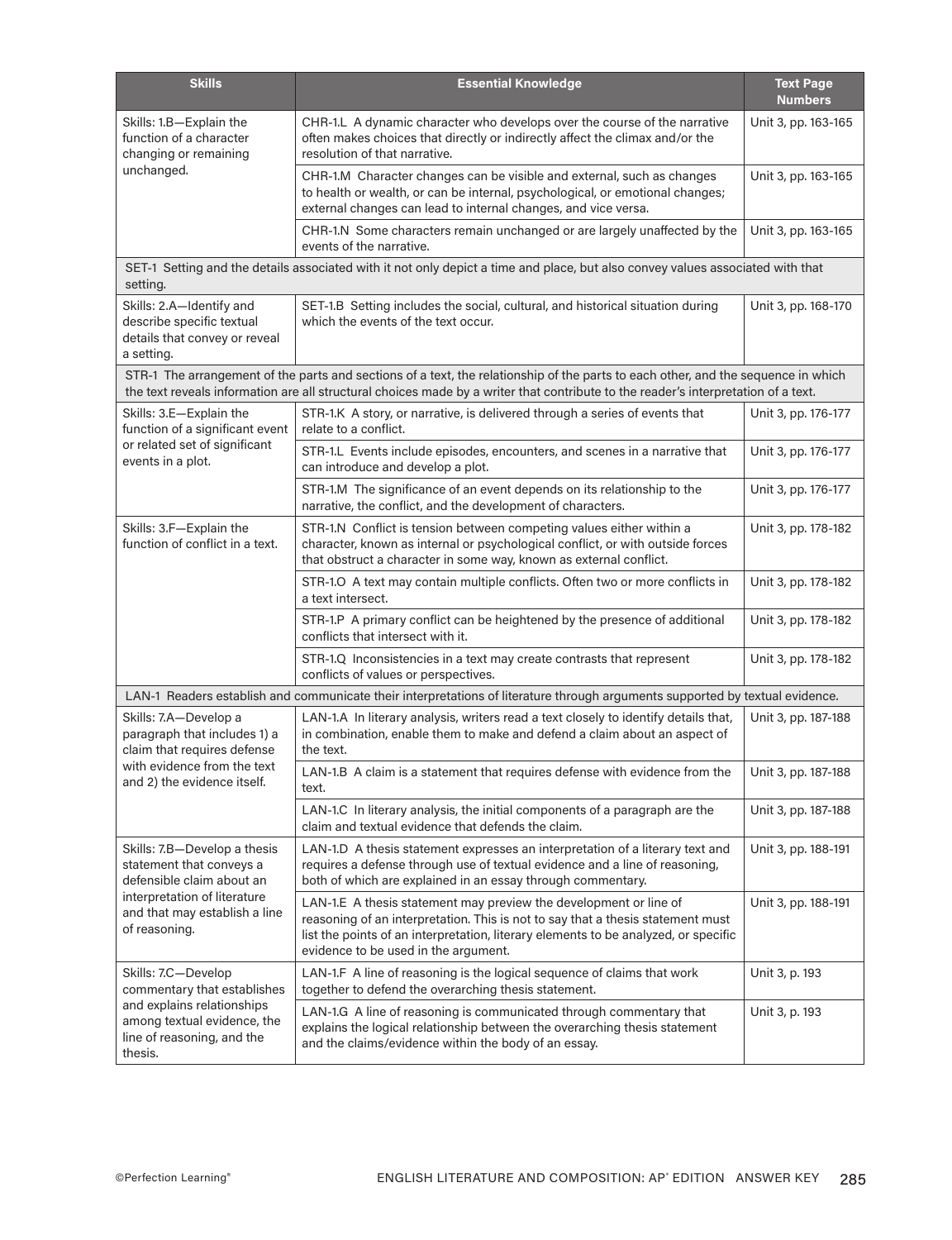| Skills | Essential Knowledge | Text Page Numbers |
|---|---|---|
| Skills: 1.B—Explain the function of a character changing or remaining unchanged. | CHR-1.L A dynamic character who develops over the course of the narrative often makes choices that directly or indirectly affect the climax and/or the resolution of that narrative. | Unit 3, pp. 163-165 |
| | CHR-1.M Character changes can be visible and external, such as changes to health or wealth, or can be internal, psychological, or emotional changes; external changes can lead to internal changes, and vice versa. | Unit 3, pp. 163-165 |
| | CHR-1.N Some characters remain unchanged or are largely unaffected by the events of the narrative. | Unit 3, pp. 163-165 |
| SET-1 Setting and the details associated with it not only depict a time and place, but also convey values associated with that setting. | | |
| Skills: 2.A—Identify and describe specific textual details that convey or reveal a setting. | SET-1.B Setting includes the social, cultural, and historical situation during which the events of the text occur. | Unit 3, pp. 168-170 |
| STR-1 The arrangement of the parts and sections of a text, the relationship of the parts to each other, and the sequence in which the text reveals information are all structural choices made by a writer that contribute to the reader's interpretation of a text. | | |
| Skills: 3.E—Explain the function of a significant event or related set of significant events in a plot. | STR-1.K A story, or narrative, is delivered through a series of events that relate to a conflict. | Unit 3, pp. 176-177 |
| | STR-1.L Events include episodes, encounters, and scenes in a narrative that can introduce and develop a plot. | Unit 3, pp. 176-177 |
| | STR-1.M The significance of an event depends on its relationship to the narrative, the conflict, and the development of characters. | Unit 3, pp. 176-177 |
| Skills: 3.F—Explain the function of conflict in a text. | STR-1.N Conflict is tension between competing values either within a character, known as internal or psychological conflict, or with outside forces that obstruct a character in some way, known as external conflict. | Unit 3, pp. 178-182 |
| | STR-1.O A text may contain multiple conflicts. Often two or more conflicts in a text intersect. | Unit 3, pp. 178-182 |
| | STR-1.P A primary conflict can be heightened by the presence of additional conflicts that intersect with it. | Unit 3, pp. 178-182 |
| | STR-1.Q Inconsistencies in a text may create contrasts that represent conflicts of values or perspectives. | Unit 3, pp. 178-182 |
| LAN-1 Readers establish and communicate their interpretations of literature through arguments supported by textual evidence. | | |
| Skills: 7.A—Develop a paragraph that includes 1) a claim that requires defense with evidence from the text and 2) the evidence itself. | LAN-1.A In literary analysis, writers read a text closely to identify details that, in combination, enable them to make and defend a claim about an aspect of the text. | Unit 3, pp. 187-188 |
| | LAN-1.B A claim is a statement that requires defense with evidence from the text. | Unit 3, pp. 187-188 |
| | LAN-1.C In literary analysis, the initial components of a paragraph are the claim and textual evidence that defends the claim. | Unit 3, pp. 187-188 |
| Skills: 7.B—Develop a thesis statement that conveys a defensible claim about an interpretation of literature and that may establish a line of reasoning. | LAN-1.D A thesis statement expresses an interpretation of a literary text and requires a defense through use of textual evidence and a line of reasoning, both of which are explained in an essay through commentary. | Unit 3, pp. 188-191 |
| | LAN-1.E A thesis statement may preview the development or line of reasoning of an interpretation. This is not to say that a thesis statement must list the points of an interpretation, literary elements to be analyzed, or specific evidence to be used in the argument. | Unit 3, pp. 188-191 |
| Skills: 7.C—Develop commentary that establishes and explains relationships among textual evidence, the line of reasoning, and the thesis. | LAN-1.F A line of reasoning is the logical sequence of claims that work together to defend the overarching thesis statement. | Unit 3, p. 193 |
| | LAN-1.G A line of reasoning is communicated through commentary that explains the logical relationship between the overarching thesis statement and the claims/evidence within the body of an essay. | Unit 3, p. 193 |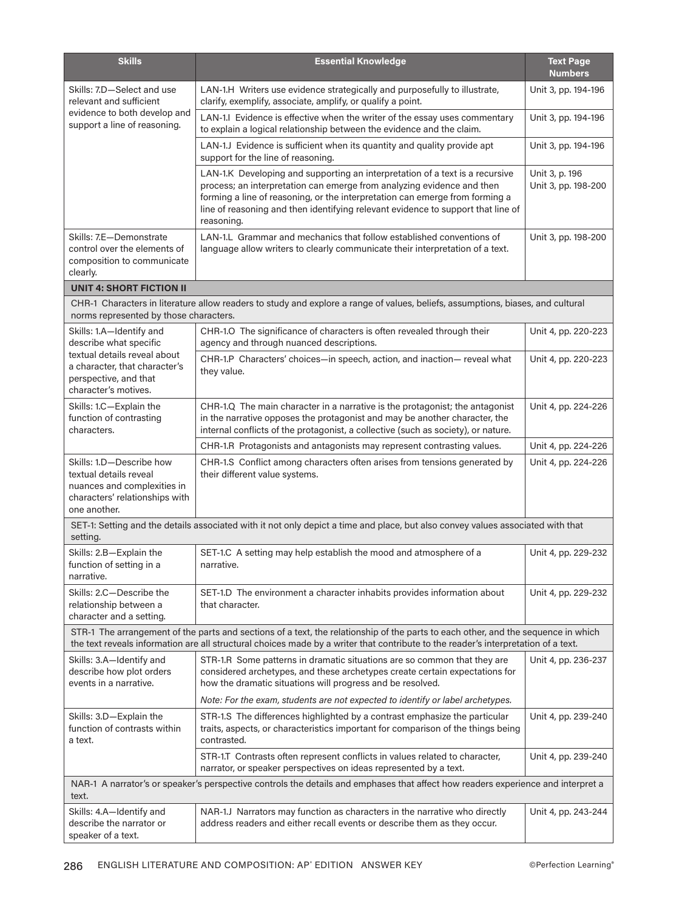| Skills | Essential Knowledge | Text Page Numbers |
|---|---|---|
| Skills: 7.D—Select and use relevant and sufficient evidence to both develop and support a line of reasoning. | LAN-1.H Writers use evidence strategically and purposefully to illustrate, clarify, exemplify, associate, amplify, or qualify a point. | Unit 3, pp. 194-196 |
| | LAN-1.I Evidence is effective when the writer of the essay uses commentary to explain a logical relationship between the evidence and the claim. | Unit 3, pp. 194-196 |
| | LAN-1.J Evidence is sufficient when its quantity and quality provide apt support for the line of reasoning. | Unit 3, pp. 194-196 |
| | LAN-1.K Developing and supporting an interpretation of a text is a recursive process; an interpretation can emerge from analyzing evidence and then forming a line of reasoning, or the interpretation can emerge from forming a line of reasoning and then identifying relevant evidence to support that line of reasoning. | Unit 3, p. 196<br>Unit 3, pp. 198-200 |
| Skills: 7.E—Demonstrate control over the elements of composition to communicate clearly. | LAN-1.L Grammar and mechanics that follow established conventions of language allow writers to clearly communicate their interpretation of a text. | Unit 3, pp. 198-200 |
| **UNIT 4: SHORT FICTION II** | | |
| CHR-1 Characters in literature allow readers to study and explore a range of values, beliefs, assumptions, biases, and cultural norms represented by those characters. | | |
| Skills: 1.A—Identify and describe what specific textual details reveal about a character, that character's perspective, and that character's motives. | CHR-1.O The significance of characters is often revealed through their agency and through nuanced descriptions. | Unit 4, pp. 220-223 |
| | CHR-1.P Characters' choices—in speech, action, and inaction— reveal what they value. | Unit 4, pp. 220-223 |
| Skills: 1.C—Explain the function of contrasting characters. | CHR-1.Q The main character in a narrative is the protagonist; the antagonist in the narrative opposes the protagonist and may be another character, the internal conflicts of the protagonist, a collective (such as society), or nature. | Unit 4, pp. 224-226 |
| | CHR-1.R Protagonists and antagonists may represent contrasting values. | Unit 4, pp. 224-226 |
| Skills: 1.D—Describe how textual details reveal nuances and complexities in characters' relationships with one another. | CHR-1.S Conflict among characters often arises from tensions generated by their different value systems. | Unit 4, pp. 224-226 |
| SET-1: Setting and the details associated with it not only depict a time and place, but also convey values associated with that setting. | | |
| Skills: 2.B—Explain the function of setting in a narrative. | SET-1.C A setting may help establish the mood and atmosphere of a narrative. | Unit 4, pp. 229-232 |
| Skills: 2.C—Describe the relationship between a character and a setting. | SET-1.D The environment a character inhabits provides information about that character. | Unit 4, pp. 229-232 |
| STR-1 The arrangement of the parts and sections of a text, the relationship of the parts to each other, and the sequence in which the text reveals information are all structural choices made by a writer that contribute to the reader's interpretation of a text. | | |
| Skills: 3.A—Identify and describe how plot orders events in a narrative. | STR-1.R Some patterns in dramatic situations are so common that they are considered archetypes, and these archetypes create certain expectations for how the dramatic situations will progress and be resolved.<br>*Note: For the exam, students are not expected to identify or label archetypes.* | Unit 4, pp. 236-237 |
| Skills: 3.D—Explain the function of contrasts within a text. | STR-1.S The differences highlighted by a contrast emphasize the particular traits, aspects, or characteristics important for comparison of the things being contrasted. | Unit 4, pp. 239-240 |
| | STR-1.T Contrasts often represent conflicts in values related to character, narrator, or speaker perspectives on ideas represented by a text. | Unit 4, pp. 239-240 |
| NAR-1 A narrator's or speaker's perspective controls the details and emphases that affect how readers experience and interpret a text. | | |
| Skills: 4.A—Identify and describe the narrator or speaker of a text. | NAR-1.J Narrators may function as characters in the narrative who directly address readers and either recall events or describe them as they occur. | Unit 4, pp. 243-244 |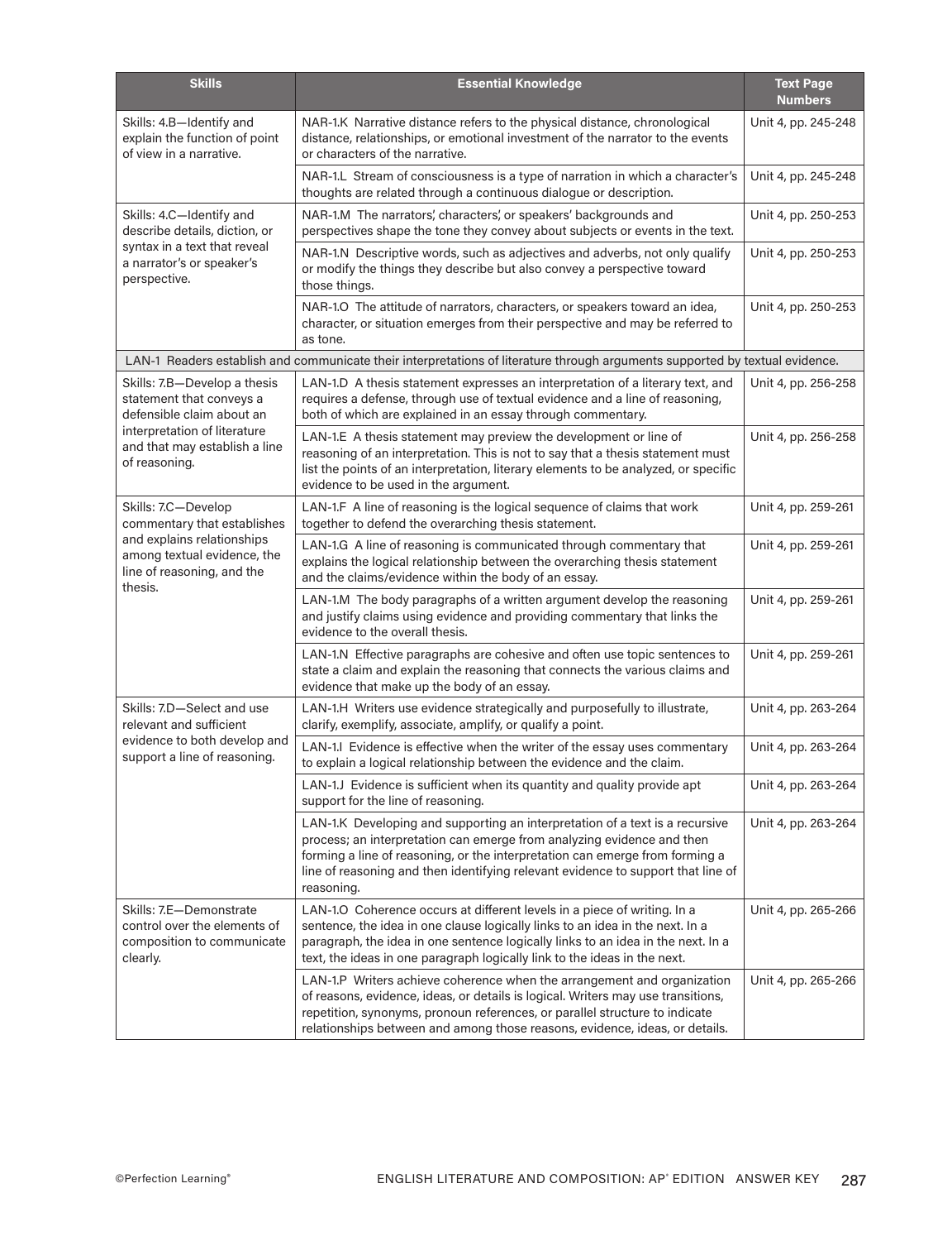| Skills | Essential Knowledge | Text Page Numbers |
|---|---|---|
| Skills: 4.B—Identify and explain the function of point of view in a narrative. | NAR-1.K Narrative distance refers to the physical distance, chronological distance, relationships, or emotional investment of the narrator to the events or characters of the narrative. | Unit 4, pp. 245-248 |
| | NAR-1.L Stream of consciousness is a type of narration in which a character's thoughts are related through a continuous dialogue or description. | Unit 4, pp. 245-248 |
| Skills: 4.C—Identify and describe details, diction, or syntax in a text that reveal a narrator's or speaker's perspective. | NAR-1.M The narrators', characters', or speakers' backgrounds and perspectives shape the tone they convey about subjects or events in the text. | Unit 4, pp. 250-253 |
| | NAR-1.N Descriptive words, such as adjectives and adverbs, not only qualify or modify the things they describe but also convey a perspective toward those things. | Unit 4, pp. 250-253 |
| | NAR-1.O The attitude of narrators, characters, or speakers toward an idea, character, or situation emerges from their perspective and may be referred to as tone. | Unit 4, pp. 250-253 |
| LAN-1 Readers establish and communicate their interpretations of literature through arguments supported by textual evidence. | | |
| Skills: 7.B—Develop a thesis statement that conveys a defensible claim about an interpretation of literature and that may establish a line of reasoning. | LAN-1.D A thesis statement expresses an interpretation of a literary text, and requires a defense, through use of textual evidence and a line of reasoning, both of which are explained in an essay through commentary. | Unit 4, pp. 256-258 |
| | LAN-1.E A thesis statement may preview the development or line of reasoning of an interpretation. This is not to say that a thesis statement must list the points of an interpretation, literary elements to be analyzed, or specific evidence to be used in the argument. | Unit 4, pp. 256-258 |
| Skills: 7.C—Develop commentary that establishes and explains relationships among textual evidence, the line of reasoning, and the thesis. | LAN-1.F A line of reasoning is the logical sequence of claims that work together to defend the overarching thesis statement. | Unit 4, pp. 259-261 |
| | LAN-1.G A line of reasoning is communicated through commentary that explains the logical relationship between the overarching thesis statement and the claims/evidence within the body of an essay. | Unit 4, pp. 259-261 |
| | LAN-1.M The body paragraphs of a written argument develop the reasoning and justify claims using evidence and providing commentary that links the evidence to the overall thesis. | Unit 4, pp. 259-261 |
| | LAN-1.N Effective paragraphs are cohesive and often use topic sentences to state a claim and explain the reasoning that connects the various claims and evidence that make up the body of an essay. | Unit 4, pp. 259-261 |
| Skills: 7.D—Select and use relevant and sufficient evidence to both develop and support a line of reasoning. | LAN-1.H Writers use evidence strategically and purposefully to illustrate, clarify, exemplify, associate, amplify, or qualify a point. | Unit 4, pp. 263-264 |
| | LAN-1.I Evidence is effective when the writer of the essay uses commentary to explain a logical relationship between the evidence and the claim. | Unit 4, pp. 263-264 |
| | LAN-1.J Evidence is sufficient when its quantity and quality provide apt support for the line of reasoning. | Unit 4, pp. 263-264 |
| | LAN-1.K Developing and supporting an interpretation of a text is a recursive process; an interpretation can emerge from analyzing evidence and then forming a line of reasoning, or the interpretation can emerge from forming a line of reasoning and then identifying relevant evidence to support that line of reasoning. | Unit 4, pp. 263-264 |
| Skills: 7.E—Demonstrate control over the elements of composition to communicate clearly. | LAN-1.O Coherence occurs at different levels in a piece of writing. In a sentence, the idea in one clause logically links to an idea in the next. In a paragraph, the idea in one sentence logically links to an idea in the next. In a text, the ideas in one paragraph logically link to the ideas in the next. | Unit 4, pp. 265-266 |
| | LAN-1.P Writers achieve coherence when the arrangement and organization of reasons, evidence, ideas, or details is logical. Writers may use transitions, repetition, synonyms, pronoun references, or parallel structure to indicate relationships between and among those reasons, evidence, ideas, or details. | Unit 4, pp. 265-266 |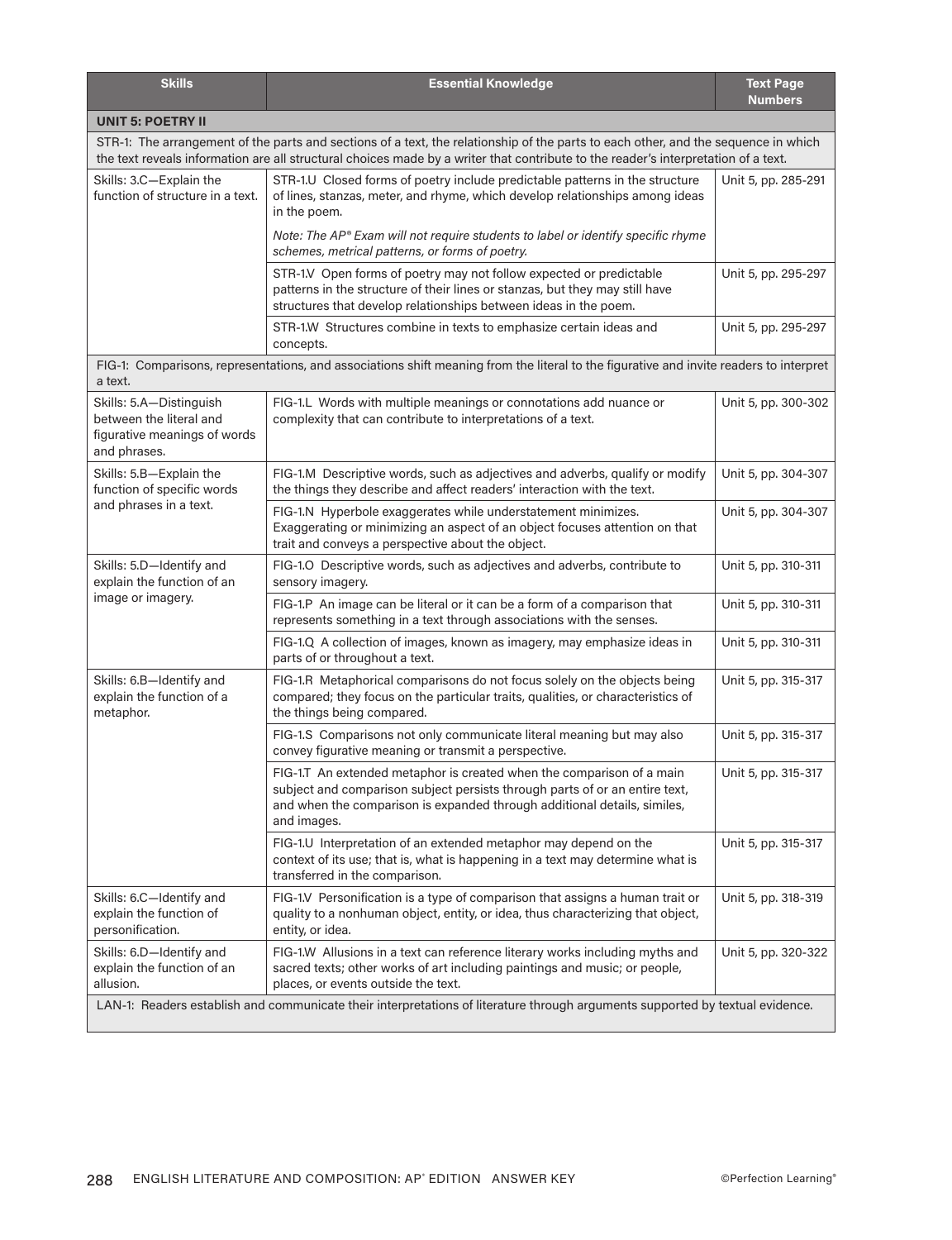| Skills | Essential Knowledge | Text Page Numbers |
|---|---|---|
| **UNIT 5: POETRY II** | | |
| STR-1: The arrangement of the parts and sections of a text, the relationship of the parts to each other, and the sequence in which the text reveals information are all structural choices made by a writer that contribute to the reader's interpretation of a text. | | |
| Skills: 3.C—Explain the function of structure in a text. | STR-1.U Closed forms of poetry include predictable patterns in the structure of lines, stanzas, meter, and rhyme, which develop relationships among ideas in the poem. *Note: The AP® Exam will not require students to label or identify specific rhyme schemes, metrical patterns, or forms of poetry.* | Unit 5, pp. 285-291 |
| | STR-1.V Open forms of poetry may not follow expected or predictable patterns in the structure of their lines or stanzas, but they may still have structures that develop relationships between ideas in the poem. | Unit 5, pp. 295-297 |
| | STR-1.W Structures combine in texts to emphasize certain ideas and concepts. | Unit 5, pp. 295-297 |
| FIG-1: Comparisons, representations, and associations shift meaning from the literal to the figurative and invite readers to interpret a text. | | |
| Skills: 5.A—Distinguish between the literal and figurative meanings of words and phrases. | FIG-1.L Words with multiple meanings or connotations add nuance or complexity that can contribute to interpretations of a text. | Unit 5, pp. 300-302 |
| Skills: 5.B—Explain the function of specific words and phrases in a text. | FIG-1.M Descriptive words, such as adjectives and adverbs, qualify or modify the things they describe and affect readers' interaction with the text. | Unit 5, pp. 304-307 |
| | FIG-1.N Hyperbole exaggerates while understatement minimizes. Exaggerating or minimizing an aspect of an object focuses attention on that trait and conveys a perspective about the object. | Unit 5, pp. 304-307 |
| Skills: 5.D—Identify and explain the function of an image or imagery. | FIG-1.O Descriptive words, such as adjectives and adverbs, contribute to sensory imagery. | Unit 5, pp. 310-311 |
| | FIG-1.P An image can be literal or it can be a form of a comparison that represents something in a text through associations with the senses. | Unit 5, pp. 310-311 |
| | FIG-1.Q A collection of images, known as imagery, may emphasize ideas in parts of or throughout a text. | Unit 5, pp. 310-311 |
| Skills: 6.B—Identify and explain the function of a metaphor. | FIG-1.R Metaphorical comparisons do not focus solely on the objects being compared; they focus on the particular traits, qualities, or characteristics of the things being compared. | Unit 5, pp. 315-317 |
| | FIG-1.S Comparisons not only communicate literal meaning but may also convey figurative meaning or transmit a perspective. | Unit 5, pp. 315-317 |
| | FIG-1.T An extended metaphor is created when the comparison of a main subject and comparison subject persists through parts of or an entire text, and when the comparison is expanded through additional details, similes, and images. | Unit 5, pp. 315-317 |
| | FIG-1.U Interpretation of an extended metaphor may depend on the context of its use; that is, what is happening in a text may determine what is transferred in the comparison. | Unit 5, pp. 315-317 |
| Skills: 6.C—Identify and explain the function of personification. | FIG-1.V Personification is a type of comparison that assigns a human trait or quality to a nonhuman object, entity, or idea, thus characterizing that object, entity, or idea. | Unit 5, pp. 318-319 |
| Skills: 6.D—Identify and explain the function of an allusion. | FIG-1.W Allusions in a text can reference literary works including myths and sacred texts; other works of art including paintings and music; or people, places, or events outside the text. | Unit 5, pp. 320-322 |
| LAN-1: Readers establish and communicate their interpretations of literature through arguments supported by textual evidence. | | |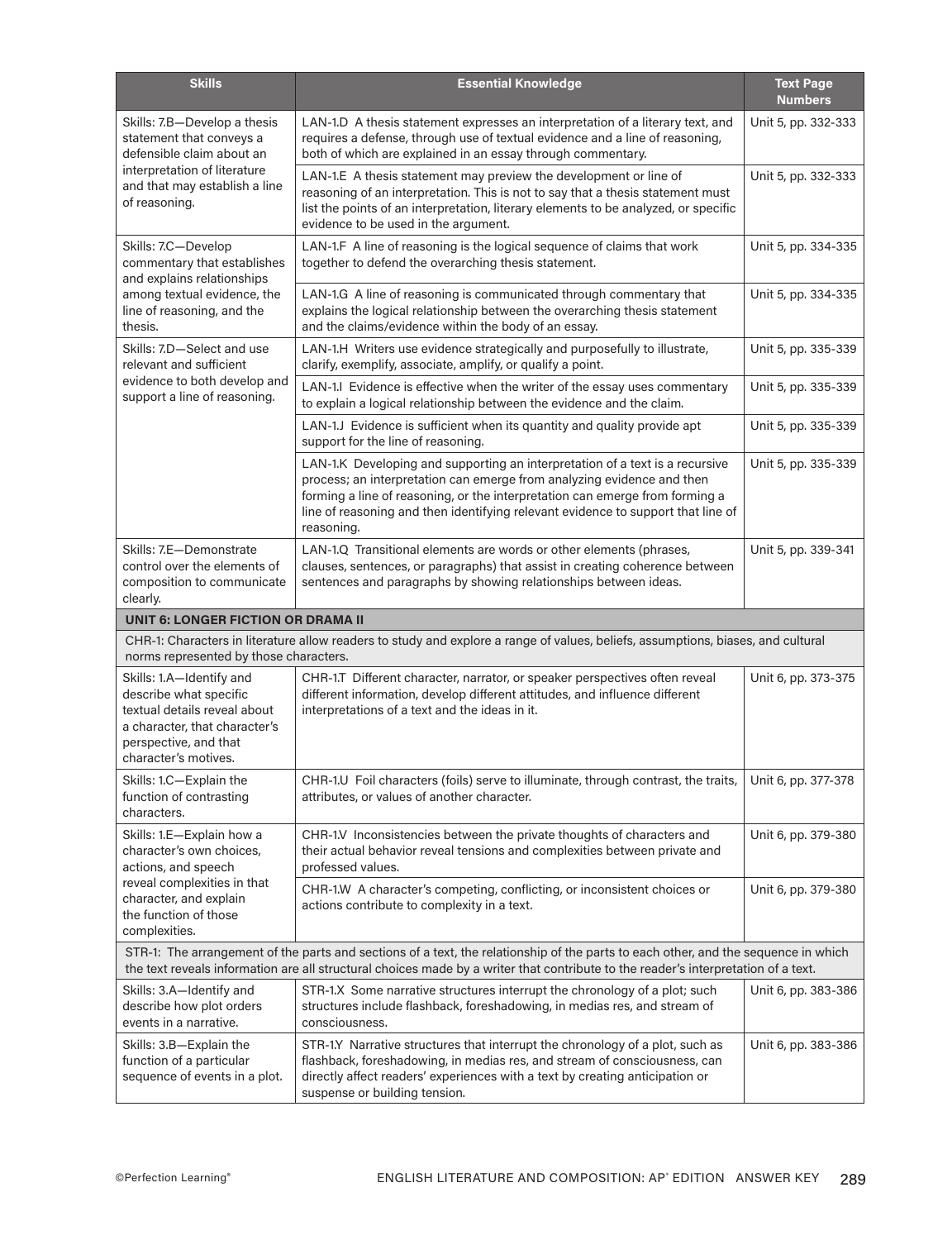| Skills | Essential Knowledge | Text Page Numbers |
|---|---|---|
| Skills: 7.B—Develop a thesis statement that conveys a defensible claim about an interpretation of literature and that may establish a line of reasoning. | LAN-1.D A thesis statement expresses an interpretation of a literary text, and requires a defense, through use of textual evidence and a line of reasoning, both of which are explained in an essay through commentary. | Unit 5, pp. 332-333 |
| | LAN-1.E A thesis statement may preview the development or line of reasoning of an interpretation. This is not to say that a thesis statement must list the points of an interpretation, literary elements to be analyzed, or specific evidence to be used in the argument. | Unit 5, pp. 332-333 |
| Skills: 7.C—Develop commentary that establishes and explains relationships among textual evidence, the line of reasoning, and the thesis. | LAN-1.F A line of reasoning is the logical sequence of claims that work together to defend the overarching thesis statement. | Unit 5, pp. 334-335 |
| | LAN-1.G A line of reasoning is communicated through commentary that explains the logical relationship between the overarching thesis statement and the claims/evidence within the body of an essay. | Unit 5, pp. 334-335 |
| Skills: 7.D—Select and use relevant and sufficient evidence to both develop and support a line of reasoning. | LAN-1.H Writers use evidence strategically and purposefully to illustrate, clarify, exemplify, associate, amplify, or qualify a point. | Unit 5, pp. 335-339 |
| | LAN-1.I Evidence is effective when the writer of the essay uses commentary to explain a logical relationship between the evidence and the claim. | Unit 5, pp. 335-339 |
| | LAN-1.J Evidence is sufficient when its quantity and quality provide apt support for the line of reasoning. | Unit 5, pp. 335-339 |
| | LAN-1.K Developing and supporting an interpretation of a text is a recursive process; an interpretation can emerge from analyzing evidence and then forming a line of reasoning, or the interpretation can emerge from forming a line of reasoning and then identifying relevant evidence to support that line of reasoning. | Unit 5, pp. 335-339 |
| Skills: 7.E—Demonstrate control over the elements of composition to communicate clearly. | LAN-1.Q Transitional elements are words or other elements (phrases, clauses, sentences, or paragraphs) that assist in creating coherence between sentences and paragraphs by showing relationships between ideas. | Unit 5, pp. 339-341 |
| **UNIT 6: LONGER FICTION OR DRAMA II** | | |
| CHR-1: Characters in literature allow readers to study and explore a range of values, beliefs, assumptions, biases, and cultural norms represented by those characters. | | |
| Skills: 1.A—Identify and describe what specific textual details reveal about a character, that character's perspective, and that character's motives. | CHR-1.T Different character, narrator, or speaker perspectives often reveal different information, develop different attitudes, and influence different interpretations of a text and the ideas in it. | Unit 6, pp. 373-375 |
| Skills: 1.C—Explain the function of contrasting characters. | CHR-1.U Foil characters (foils) serve to illuminate, through contrast, the traits, attributes, or values of another character. | Unit 6, pp. 377-378 |
| Skills: 1.E—Explain how a character's own choices, actions, and speech reveal complexities in that character, and explain the function of those complexities. | CHR-1.V Inconsistencies between the private thoughts of characters and their actual behavior reveal tensions and complexities between private and professed values. | Unit 6, pp. 379-380 |
| | CHR-1.W A character's competing, conflicting, or inconsistent choices or actions contribute to complexity in a text. | Unit 6, pp. 379-380 |
| STR-1: The arrangement of the parts and sections of a text, the relationship of the parts to each other, and the sequence in which the text reveals information are all structural choices made by a writer that contribute to the reader's interpretation of a text. | | |
| Skills: 3.A—Identify and describe how plot orders events in a narrative. | STR-1.X Some narrative structures interrupt the chronology of a plot; such structures include flashback, foreshadowing, in medias res, and stream of consciousness. | Unit 6, pp. 383-386 |
| Skills: 3.B—Explain the function of a particular sequence of events in a plot. | STR-1.Y Narrative structures that interrupt the chronology of a plot, such as flashback, foreshadowing, in medias res, and stream of consciousness, can directly affect readers' experiences with a text by creating anticipation or suspense or building tension. | Unit 6, pp. 383-386 |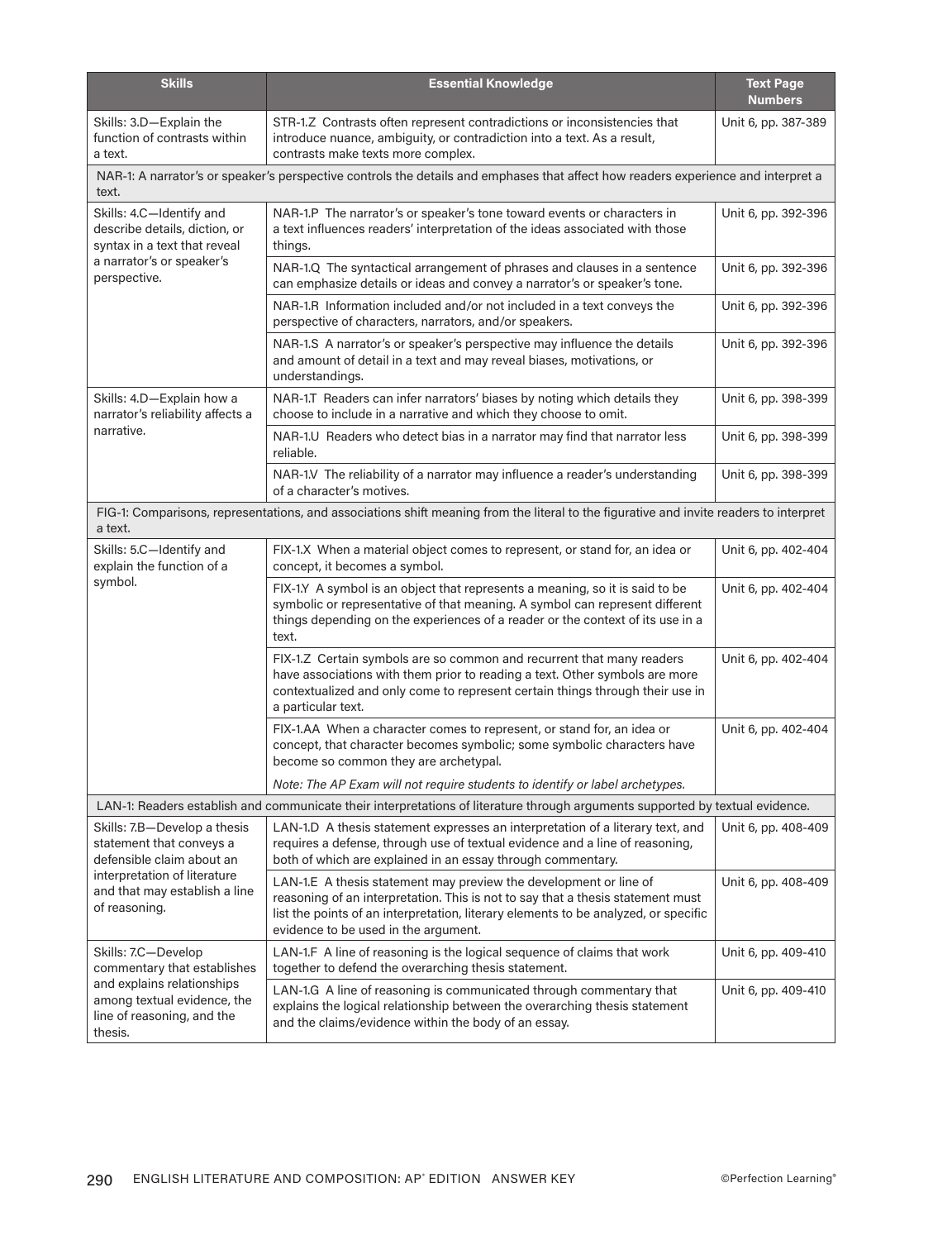| Skills | Essential Knowledge | Text Page Numbers |
| --- | --- | --- |
| Skills: 3.D—Explain the function of contrasts within a text. | STR-1.Z Contrasts often represent contradictions or inconsistencies that introduce nuance, ambiguity, or contradiction into a text. As a result, contrasts make texts more complex. | Unit 6, pp. 387-389 |
| NAR-1: A narrator's or speaker's perspective controls the details and emphases that affect how readers experience and interpret a text. | | |
| Skills: 4.C—Identify and describe details, diction, or syntax in a text that reveal a narrator's or speaker's perspective. | NAR-1.P The narrator's or speaker's tone toward events or characters in a text influences readers' interpretation of the ideas associated with those things. | Unit 6, pp. 392-396 |
| | NAR-1.Q The syntactical arrangement of phrases and clauses in a sentence can emphasize details or ideas and convey a narrator's or speaker's tone. | Unit 6, pp. 392-396 |
| | NAR-1.R Information included and/or not included in a text conveys the perspective of characters, narrators, and/or speakers. | Unit 6, pp. 392-396 |
| | NAR-1.S A narrator's or speaker's perspective may influence the details and amount of detail in a text and may reveal biases, motivations, or understandings. | Unit 6, pp. 392-396 |
| Skills: 4.D—Explain how a narrator's reliability affects a narrative. | NAR-1.T Readers can infer narrators' biases by noting which details they choose to include in a narrative and which they choose to omit. | Unit 6, pp. 398-399 |
| | NAR-1.U Readers who detect bias in a narrator may find that narrator less reliable. | Unit 6, pp. 398-399 |
| | NAR-1.V The reliability of a narrator may influence a reader's understanding of a character's motives. | Unit 6, pp. 398-399 |
| FIG-1: Comparisons, representations, and associations shift meaning from the literal to the figurative and invite readers to interpret a text. | | |
| Skills: 5.C—Identify and explain the function of a symbol. | FIX-1.X When a material object comes to represent, or stand for, an idea or concept, it becomes a symbol. | Unit 6, pp. 402-404 |
| | FIX-1.Y A symbol is an object that represents a meaning, so it is said to be symbolic or representative of that meaning. A symbol can represent different things depending on the experiences of a reader or the context of its use in a text. | Unit 6, pp. 402-404 |
| | FIX-1.Z Certain symbols are so common and recurrent that many readers have associations with them prior to reading a text. Other symbols are more contextualized and only come to represent certain things through their use in a particular text. | Unit 6, pp. 402-404 |
| | FIX-1.AA When a character comes to represent, or stand for, an idea or concept, that character becomes symbolic; some symbolic characters have become so common they are archetypal. | Unit 6, pp. 402-404 |
| | *Note: The AP Exam will not require students to identify or label archetypes.* | |
| LAN-1: Readers establish and communicate their interpretations of literature through arguments supported by textual evidence. | | |
| Skills: 7.B—Develop a thesis statement that conveys a defensible claim about an interpretation of literature and that may establish a line of reasoning. | LAN-1.D A thesis statement expresses an interpretation of a literary text, and requires a defense, through use of textual evidence and a line of reasoning, both of which are explained in an essay through commentary. | Unit 6, pp. 408-409 |
| | LAN-1.E A thesis statement may preview the development or line of reasoning of an interpretation. This is not to say that a thesis statement must list the points of an interpretation, literary elements to be analyzed, or specific evidence to be used in the argument. | Unit 6, pp. 408-409 |
| Skills: 7.C—Develop commentary that establishes and explains relationships among textual evidence, the line of reasoning, and the thesis. | LAN-1.F A line of reasoning is the logical sequence of claims that work together to defend the overarching thesis statement. | Unit 6, pp. 409-410 |
| | LAN-1.G A line of reasoning is communicated through commentary that explains the logical relationship between the overarching thesis statement and the claims/evidence within the body of an essay. | Unit 6, pp. 409-410 |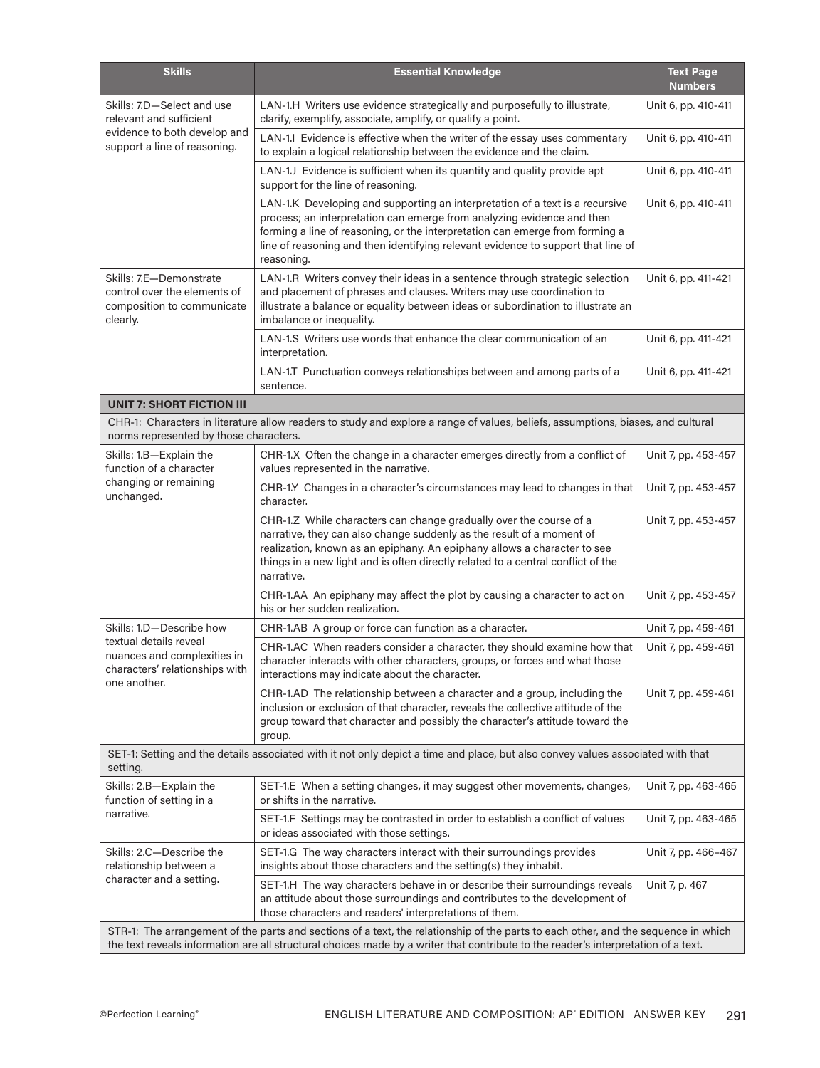| Skills | Essential Knowledge | Text Page Numbers |
|---|---|---|
| Skills: 7.D—Select and use relevant and sufficient evidence to both develop and support a line of reasoning. | LAN-1.H Writers use evidence strategically and purposefully to illustrate, clarify, exemplify, associate, amplify, or qualify a point. | Unit 6, pp. 410-411 |
| | LAN-1.I Evidence is effective when the writer of the essay uses commentary to explain a logical relationship between the evidence and the claim. | Unit 6, pp. 410-411 |
| | LAN-1.J Evidence is sufficient when its quantity and quality provide apt support for the line of reasoning. | Unit 6, pp. 410-411 |
| | LAN-1.K Developing and supporting an interpretation of a text is a recursive process; an interpretation can emerge from analyzing evidence and then forming a line of reasoning, or the interpretation can emerge from forming a line of reasoning and then identifying relevant evidence to support that line of reasoning. | Unit 6, pp. 410-411 |
| Skills: 7.E—Demonstrate control over the elements of composition to communicate clearly. | LAN-1.R Writers convey their ideas in a sentence through strategic selection and placement of phrases and clauses. Writers may use coordination to illustrate a balance or equality between ideas or subordination to illustrate an imbalance or inequality. | Unit 6, pp. 411-421 |
| | LAN-1.S Writers use words that enhance the clear communication of an interpretation. | Unit 6, pp. 411-421 |
| | LAN-1.T Punctuation conveys relationships between and among parts of a sentence. | Unit 6, pp. 411-421 |
| **UNIT 7: SHORT FICTION III** | | |
| CHR-1: Characters in literature allow readers to study and explore a range of values, beliefs, assumptions, biases, and cultural norms represented by those characters. | | |
| Skills: 1.B—Explain the function of a character changing or remaining unchanged. | CHR-1.X Often the change in a character emerges directly from a conflict of values represented in the narrative. | Unit 7, pp. 453-457 |
| | CHR-1.Y Changes in a character's circumstances may lead to changes in that character. | Unit 7, pp. 453-457 |
| | CHR-1.Z While characters can change gradually over the course of a narrative, they can also change suddenly as the result of a moment of realization, known as an epiphany. An epiphany allows a character to see things in a new light and is often directly related to a central conflict of the narrative. | Unit 7, pp. 453-457 |
| | CHR-1.AA An epiphany may affect the plot by causing a character to act on his or her sudden realization. | Unit 7, pp. 453-457 |
| Skills: 1.D—Describe how textual details reveal nuances and complexities in characters' relationships with one another. | CHR-1.AB A group or force can function as a character. | Unit 7, pp. 459-461 |
| | CHR-1.AC When readers consider a character, they should examine how that character interacts with other characters, groups, or forces and what those interactions may indicate about the character. | Unit 7, pp. 459-461 |
| | CHR-1.AD The relationship between a character and a group, including the inclusion or exclusion of that character, reveals the collective attitude of the group toward that character and possibly the character's attitude toward the group. | Unit 7, pp. 459-461 |
| SET-1: Setting and the details associated with it not only depict a time and place, but also convey values associated with that setting. | | |
| Skills: 2.B—Explain the function of setting in a narrative. | SET-1.E When a setting changes, it may suggest other movements, changes, or shifts in the narrative. | Unit 7, pp. 463-465 |
| | SET-1.F Settings may be contrasted in order to establish a conflict of values or ideas associated with those settings. | Unit 7, pp. 463-465 |
| Skills: 2.C—Describe the relationship between a character and a setting. | SET-1.G The way characters interact with their surroundings provides insights about those characters and the setting(s) they inhabit. | Unit 7, pp. 466–467 |
| | SET-1.H The way characters behave in or describe their surroundings reveals an attitude about those surroundings and contributes to the development of those characters and readers' interpretations of them. | Unit 7, p. 467 |
| STR-1: The arrangement of the parts and sections of a text, the relationship of the parts to each other, and the sequence in which the text reveals information are all structural choices made by a writer that contribute to the reader's interpretation of a text. | | |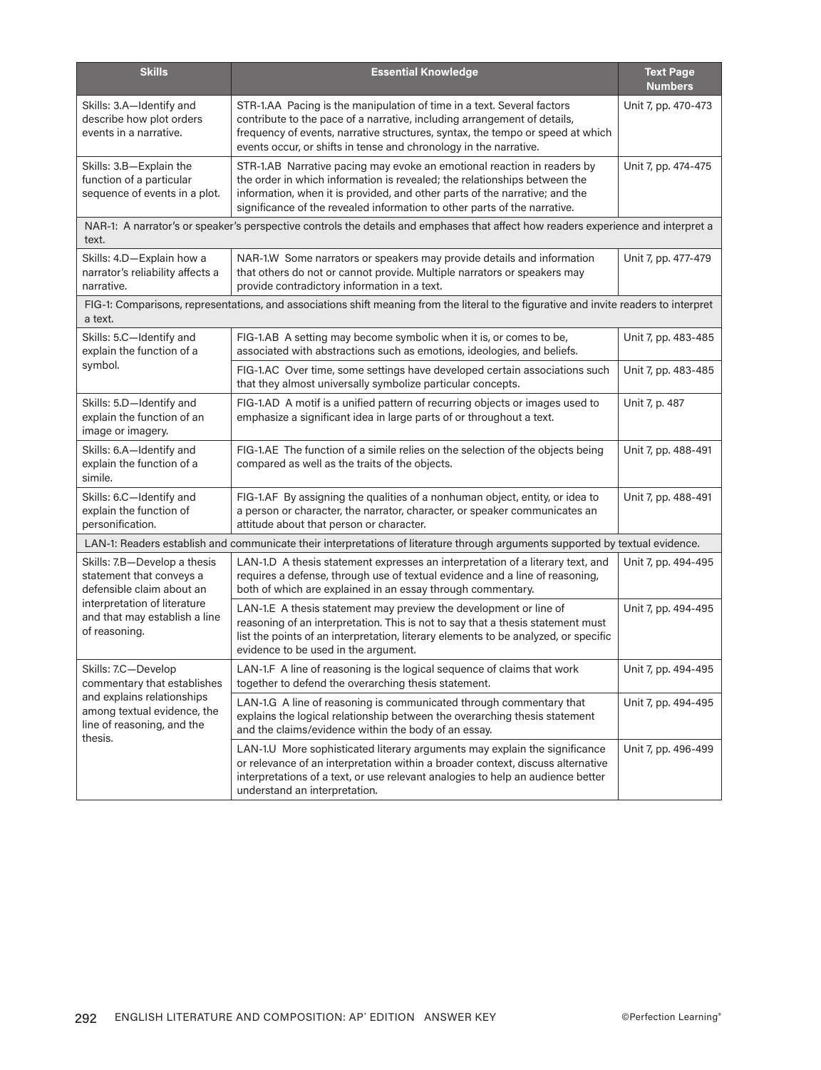| Skills | Essential Knowledge | Text Page Numbers |
|---|---|---|
| Skills: 3.A—Identify and describe how plot orders events in a narrative. | STR-1.AA Pacing is the manipulation of time in a text. Several factors contribute to the pace of a narrative, including arrangement of details, frequency of events, narrative structures, syntax, the tempo or speed at which events occur, or shifts in tense and chronology in the narrative. | Unit 7, pp. 470-473 |
| Skills: 3.B—Explain the function of a particular sequence of events in a plot. | STR-1.AB Narrative pacing may evoke an emotional reaction in readers by the order in which information is revealed; the relationships between the information, when it is provided, and other parts of the narrative; and the significance of the revealed information to other parts of the narrative. | Unit 7, pp. 474-475 |
| NAR-1: A narrator's or speaker's perspective controls the details and emphases that affect how readers experience and interpret a text. | | |
| Skills: 4.D—Explain how a narrator's reliability affects a narrative. | NAR-1.W Some narrators or speakers may provide details and information that others do not or cannot provide. Multiple narrators or speakers may provide contradictory information in a text. | Unit 7, pp. 477-479 |
| FIG-1: Comparisons, representations, and associations shift meaning from the literal to the figurative and invite readers to interpret a text. | | |
| Skills: 5.C—Identify and explain the function of a symbol. | FIG-1.AB A setting may become symbolic when it is, or comes to be, associated with abstractions such as emotions, ideologies, and beliefs. | Unit 7, pp. 483-485 |
| | FIG-1.AC Over time, some settings have developed certain associations such that they almost universally symbolize particular concepts. | Unit 7, pp. 483-485 |
| Skills: 5.D—Identify and explain the function of an image or imagery. | FIG-1.AD A motif is a unified pattern of recurring objects or images used to emphasize a significant idea in large parts of or throughout a text. | Unit 7, p. 487 |
| Skills: 6.A—Identify and explain the function of a simile. | FIG-1.AE The function of a simile relies on the selection of the objects being compared as well as the traits of the objects. | Unit 7, pp. 488-491 |
| Skills: 6.C—Identify and explain the function of personification. | FIG-1.AF By assigning the qualities of a nonhuman object, entity, or idea to a person or character, the narrator, character, or speaker communicates an attitude about that person or character. | Unit 7, pp. 488-491 |
| LAN-1: Readers establish and communicate their interpretations of literature through arguments supported by textual evidence. | | |
| Skills: 7.B—Develop a thesis statement that conveys a defensible claim about an interpretation of literature and that may establish a line of reasoning. | LAN-1.D A thesis statement expresses an interpretation of a literary text, and requires a defense, through use of textual evidence and a line of reasoning, both of which are explained in an essay through commentary. | Unit 7, pp. 494-495 |
| | LAN-1.E A thesis statement may preview the development or line of reasoning of an interpretation. This is not to say that a thesis statement must list the points of an interpretation, literary elements to be analyzed, or specific evidence to be used in the argument. | Unit 7, pp. 494-495 |
| Skills: 7.C—Develop commentary that establishes and explains relationships among textual evidence, the line of reasoning, and the thesis. | LAN-1.F A line of reasoning is the logical sequence of claims that work together to defend the overarching thesis statement. | Unit 7, pp. 494-495 |
| | LAN-1.G A line of reasoning is communicated through commentary that explains the logical relationship between the overarching thesis statement and the claims/evidence within the body of an essay. | Unit 7, pp. 494-495 |
| | LAN-1.U More sophisticated literary arguments may explain the significance or relevance of an interpretation within a broader context, discuss alternative interpretations of a text, or use relevant analogies to help an audience better understand an interpretation. | Unit 7, pp. 496-499 |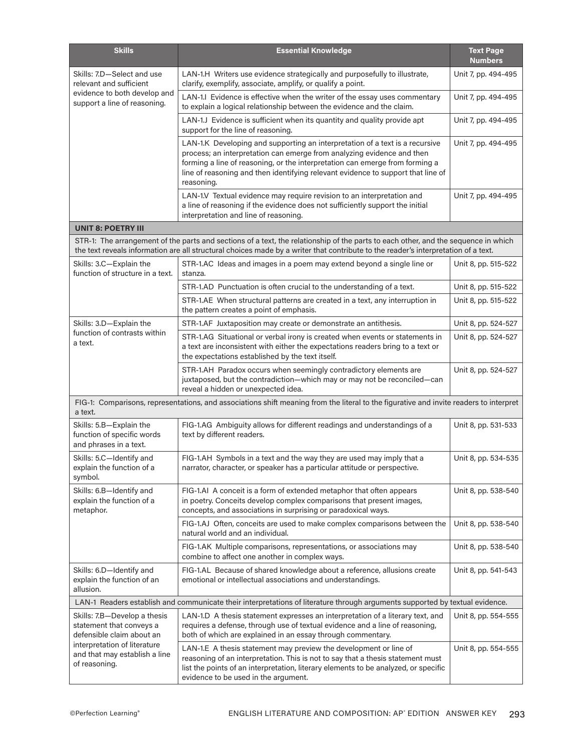| Skills | Essential Knowledge | Text Page Numbers |
| --- | --- | --- |
| Skills: 7.D—Select and use relevant and sufficient evidence to both develop and support a line of reasoning. | LAN-1.H Writers use evidence strategically and purposefully to illustrate, clarify, exemplify, associate, amplify, or qualify a point. | Unit 7, pp. 494-495 |
| | LAN-1.I Evidence is effective when the writer of the essay uses commentary to explain a logical relationship between the evidence and the claim. | Unit 7, pp. 494-495 |
| | LAN-1.J Evidence is sufficient when its quantity and quality provide apt support for the line of reasoning. | Unit 7, pp. 494-495 |
| | LAN-1.K Developing and supporting an interpretation of a text is a recursive process; an interpretation can emerge from analyzing evidence and then forming a line of reasoning, or the interpretation can emerge from forming a line of reasoning and then identifying relevant evidence to support that line of reasoning. | Unit 7, pp. 494-495 |
| | LAN-1.V Textual evidence may require revision to an interpretation and a line of reasoning if the evidence does not sufficiently support the initial interpretation and line of reasoning. | Unit 7, pp. 494-495 |
| **UNIT 8: POETRY III** | | |
| STR-1: The arrangement of the parts and sections of a text, the relationship of the parts to each other, and the sequence in which the text reveals information are all structural choices made by a writer that contribute to the reader's interpretation of a text. | | |
| Skills: 3.C—Explain the function of structure in a text. | STR-1.AC Ideas and images in a poem may extend beyond a single line or stanza. | Unit 8, pp. 515-522 |
| | STR-1.AD Punctuation is often crucial to the understanding of a text. | Unit 8, pp. 515-522 |
| | STR-1.AE When structural patterns are created in a text, any interruption in the pattern creates a point of emphasis. | Unit 8, pp. 515-522 |
| Skills: 3.D—Explain the function of contrasts within a text. | STR-1.AF Juxtaposition may create or demonstrate an antithesis. | Unit 8, pp. 524-527 |
| | STR-1.AG Situational or verbal irony is created when events or statements in a text are inconsistent with either the expectations readers bring to a text or the expectations established by the text itself. | Unit 8, pp. 524-527 |
| | STR-1.AH Paradox occurs when seemingly contradictory elements are juxtaposed, but the contradiction—which may or may not be reconciled—can reveal a hidden or unexpected idea. | Unit 8, pp. 524-527 |
| FIG-1: Comparisons, representations, and associations shift meaning from the literal to the figurative and invite readers to interpret a text. | | |
| Skills: 5.B—Explain the function of specific words and phrases in a text. | FIG-1.AG Ambiguity allows for different readings and understandings of a text by different readers. | Unit 8, pp. 531-533 |
| Skills: 5.C—Identify and explain the function of a symbol. | FIG-1.AH Symbols in a text and the way they are used may imply that a narrator, character, or speaker has a particular attitude or perspective. | Unit 8, pp. 534-535 |
| Skills: 6.B—Identify and explain the function of a metaphor. | FIG-1.AI A conceit is a form of extended metaphor that often appears in poetry. Conceits develop complex comparisons that present images, concepts, and associations in surprising or paradoxical ways. | Unit 8, pp. 538-540 |
| | FIG-1.AJ Often, conceits are used to make complex comparisons between the natural world and an individual. | Unit 8, pp. 538-540 |
| | FIG-1.AK Multiple comparisons, representations, or associations may combine to affect one another in complex ways. | Unit 8, pp. 538-540 |
| Skills: 6.D—Identify and explain the function of an allusion. | FIG-1.AL Because of shared knowledge about a reference, allusions create emotional or intellectual associations and understandings. | Unit 8, pp. 541-543 |
| LAN-1 Readers establish and communicate their interpretations of literature through arguments supported by textual evidence. | | |
| Skills: 7.B—Develop a thesis statement that conveys a defensible claim about an interpretation of literature and that may establish a line of reasoning. | LAN-1.D A thesis statement expresses an interpretation of a literary text, and requires a defense, through use of textual evidence and a line of reasoning, both of which are explained in an essay through commentary. | Unit 8, pp. 554-555 |
| | LAN-1.E A thesis statement may preview the development or line of reasoning of an interpretation. This is not to say that a thesis statement must list the points of an interpretation, literary elements to be analyzed, or specific evidence to be used in the argument. | Unit 8, pp. 554-555 |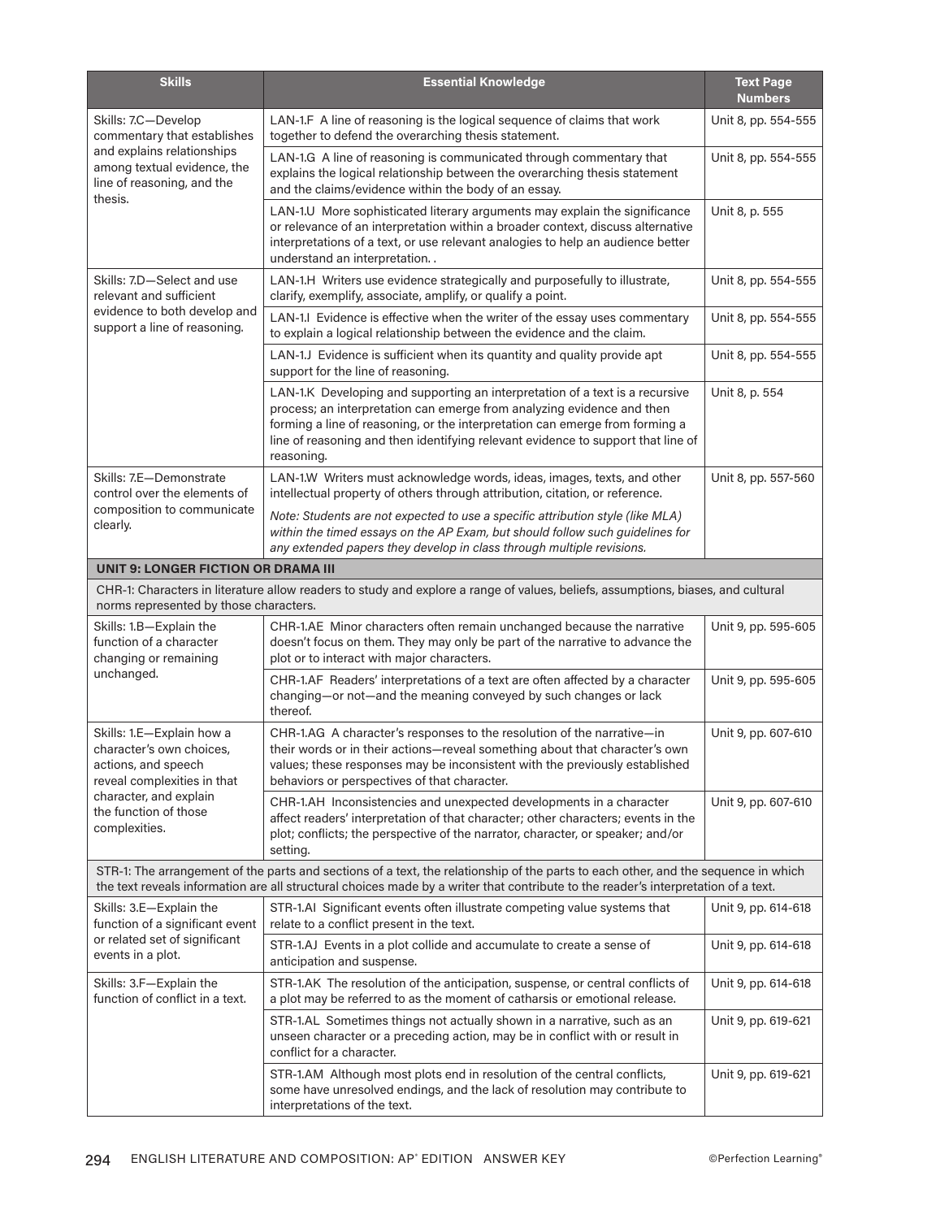| Skills | Essential Knowledge | Text Page Numbers |
|---|---|---|
| Skills: 7.C—Develop commentary that establishes and explains relationships among textual evidence, the line of reasoning, and the thesis. | LAN-1.F A line of reasoning is the logical sequence of claims that work together to defend the overarching thesis statement. | Unit 8, pp. 554-555 |
| | LAN-1.G A line of reasoning is communicated through commentary that explains the logical relationship between the overarching thesis statement and the claims/evidence within the body of an essay. | Unit 8, pp. 554-555 |
| | LAN-1.U More sophisticated literary arguments may explain the significance or relevance of an interpretation within a broader context, discuss alternative interpretations of a text, or use relevant analogies to help an audience better understand an interpretation. . | Unit 8, p. 555 |
| Skills: 7.D—Select and use relevant and sufficient evidence to both develop and support a line of reasoning. | LAN-1.H Writers use evidence strategically and purposefully to illustrate, clarify, exemplify, associate, amplify, or qualify a point. | Unit 8, pp. 554-555 |
| | LAN-1.I Evidence is effective when the writer of the essay uses commentary to explain a logical relationship between the evidence and the claim. | Unit 8, pp. 554-555 |
| | LAN-1.J Evidence is sufficient when its quantity and quality provide apt support for the line of reasoning. | Unit 8, pp. 554-555 |
| | LAN-1.K Developing and supporting an interpretation of a text is a recursive process; an interpretation can emerge from analyzing evidence and then forming a line of reasoning, or the interpretation can emerge from forming a line of reasoning and then identifying relevant evidence to support that line of reasoning. | Unit 8, p. 554 |
| Skills: 7.E—Demonstrate control over the elements of composition to communicate clearly. | LAN-1.W Writers must acknowledge words, ideas, images, texts, and other intellectual property of others through attribution, citation, or reference. *Note: Students are not expected to use a specific attribution style (like MLA) within the timed essays on the AP Exam, but should follow such guidelines for any extended papers they develop in class through multiple revisions.* | Unit 8, pp. 557-560 |
| **UNIT 9: LONGER FICTION OR DRAMA III** | | |
| CHR-1: Characters in literature allow readers to study and explore a range of values, beliefs, assumptions, biases, and cultural norms represented by those characters. | | |
| Skills: 1.B—Explain the function of a character changing or remaining unchanged. | CHR-1.AE Minor characters often remain unchanged because the narrative doesn't focus on them. They may only be part of the narrative to advance the plot or to interact with major characters. | Unit 9, pp. 595-605 |
| | CHR-1.AF Readers' interpretations of a text are often affected by a character changing—or not—and the meaning conveyed by such changes or lack thereof. | Unit 9, pp. 595-605 |
| Skills: 1.E—Explain how a character's own choices, actions, and speech reveal complexities in that character, and explain the function of those complexities. | CHR-1.AG A character's responses to the resolution of the narrative—in their words or in their actions—reveal something about that character's own values; these responses may be inconsistent with the previously established behaviors or perspectives of that character. | Unit 9, pp. 607-610 |
| | CHR-1.AH Inconsistencies and unexpected developments in a character affect readers' interpretation of that character; other characters; events in the plot; conflicts; the perspective of the narrator, character, or speaker; and/or setting. | Unit 9, pp. 607-610 |
| STR-1: The arrangement of the parts and sections of a text, the relationship of the parts to each other, and the sequence in which the text reveals information are all structural choices made by a writer that contribute to the reader's interpretation of a text. | | |
| Skills: 3.E—Explain the function of a significant event or related set of significant events in a plot. | STR-1.AI Significant events often illustrate competing value systems that relate to a conflict present in the text. | Unit 9, pp. 614-618 |
| | STR-1.AJ Events in a plot collide and accumulate to create a sense of anticipation and suspense. | Unit 9, pp. 614-618 |
| Skills: 3.F—Explain the function of conflict in a text. | STR-1.AK The resolution of the anticipation, suspense, or central conflicts of a plot may be referred to as the moment of catharsis or emotional release. | Unit 9, pp. 614-618 |
| | STR-1.AL Sometimes things not actually shown in a narrative, such as an unseen character or a preceding action, may be in conflict with or result in conflict for a character. | Unit 9, pp. 619-621 |
| | STR-1.AM Although most plots end in resolution of the central conflicts, some have unresolved endings, and the lack of resolution may contribute to interpretations of the text. | Unit 9, pp. 619-621 |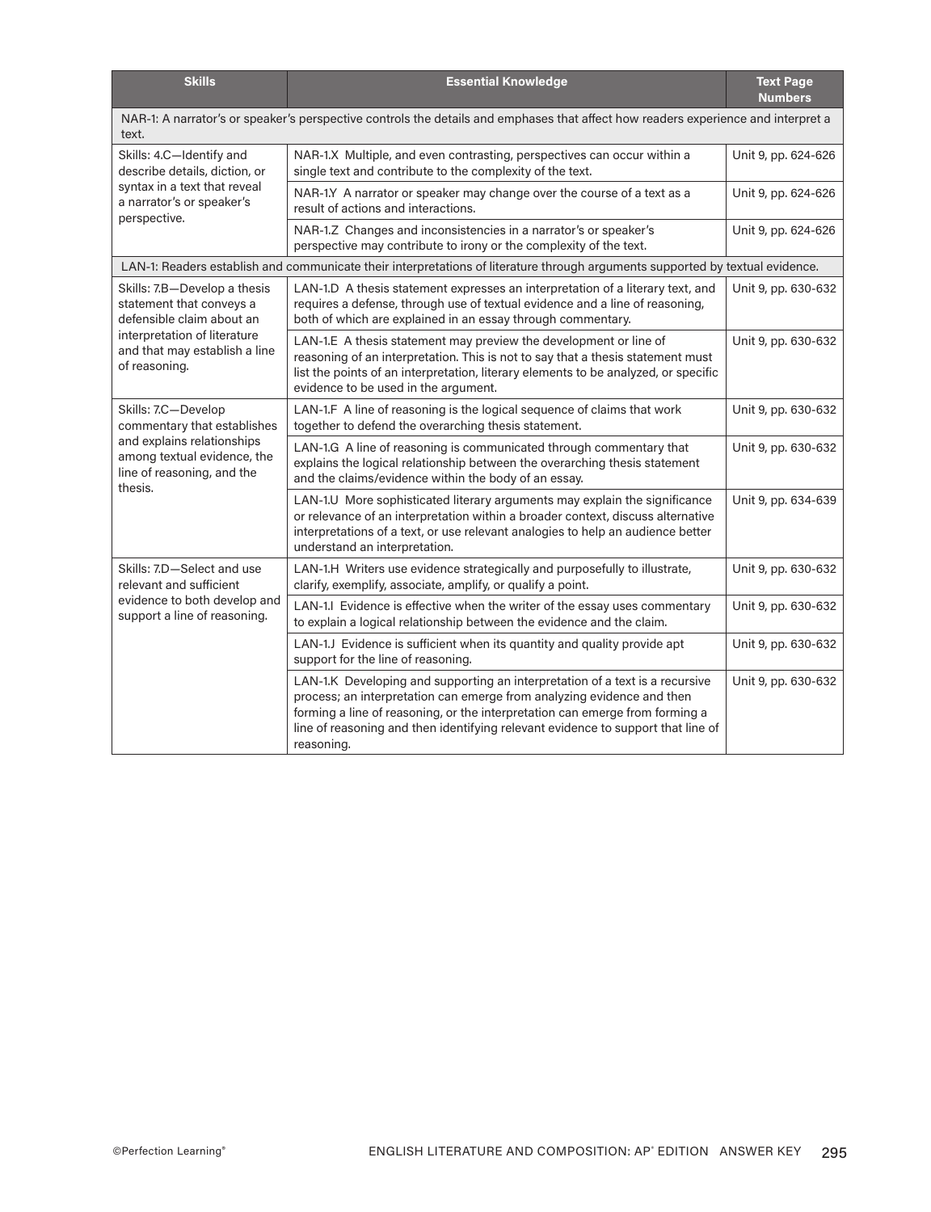| Skills | Essential Knowledge | Text Page Numbers |
|---|---|---|
| NAR-1: A narrator's or speaker's perspective controls the details and emphases that affect how readers experience and interpret a text. | | |
| Skills: 4.C—Identify and describe details, diction, or syntax in a text that reveal a narrator's or speaker's perspective. | NAR-1.X Multiple, and even contrasting, perspectives can occur within a single text and contribute to the complexity of the text. | Unit 9, pp. 624-626 |
| | NAR-1.Y A narrator or speaker may change over the course of a text as a result of actions and interactions. | Unit 9, pp. 624-626 |
| | NAR-1.Z Changes and inconsistencies in a narrator's or speaker's perspective may contribute to irony or the complexity of the text. | Unit 9, pp. 624-626 |
| LAN-1: Readers establish and communicate their interpretations of literature through arguments supported by textual evidence. | | |
| Skills: 7.B—Develop a thesis statement that conveys a defensible claim about an interpretation of literature and that may establish a line of reasoning. | LAN-1.D A thesis statement expresses an interpretation of a literary text, and requires a defense, through use of textual evidence and a line of reasoning, both of which are explained in an essay through commentary. | Unit 9, pp. 630-632 |
| | LAN-1.E A thesis statement may preview the development or line of reasoning of an interpretation. This is not to say that a thesis statement must list the points of an interpretation, literary elements to be analyzed, or specific evidence to be used in the argument. | Unit 9, pp. 630-632 |
| Skills: 7.C—Develop commentary that establishes and explains relationships among textual evidence, the line of reasoning, and the thesis. | LAN-1.F A line of reasoning is the logical sequence of claims that work together to defend the overarching thesis statement. | Unit 9, pp. 630-632 |
| | LAN-1.G A line of reasoning is communicated through commentary that explains the logical relationship between the overarching thesis statement and the claims/evidence within the body of an essay. | Unit 9, pp. 630-632 |
| | LAN-1.U More sophisticated literary arguments may explain the significance or relevance of an interpretation within a broader context, discuss alternative interpretations of a text, or use relevant analogies to help an audience better understand an interpretation. | Unit 9, pp. 634-639 |
| Skills: 7.D—Select and use relevant and sufficient evidence to both develop and support a line of reasoning. | LAN-1.H Writers use evidence strategically and purposefully to illustrate, clarify, exemplify, associate, amplify, or qualify a point. | Unit 9, pp. 630-632 |
| | LAN-1.I Evidence is effective when the writer of the essay uses commentary to explain a logical relationship between the evidence and the claim. | Unit 9, pp. 630-632 |
| | LAN-1.J Evidence is sufficient when its quantity and quality provide apt support for the line of reasoning. | Unit 9, pp. 630-632 |
| | LAN-1.K Developing and supporting an interpretation of a text is a recursive process; an interpretation can emerge from analyzing evidence and then forming a line of reasoning, or the interpretation can emerge from forming a line of reasoning and then identifying relevant evidence to support that line of reasoning. | Unit 9, pp. 630-632 |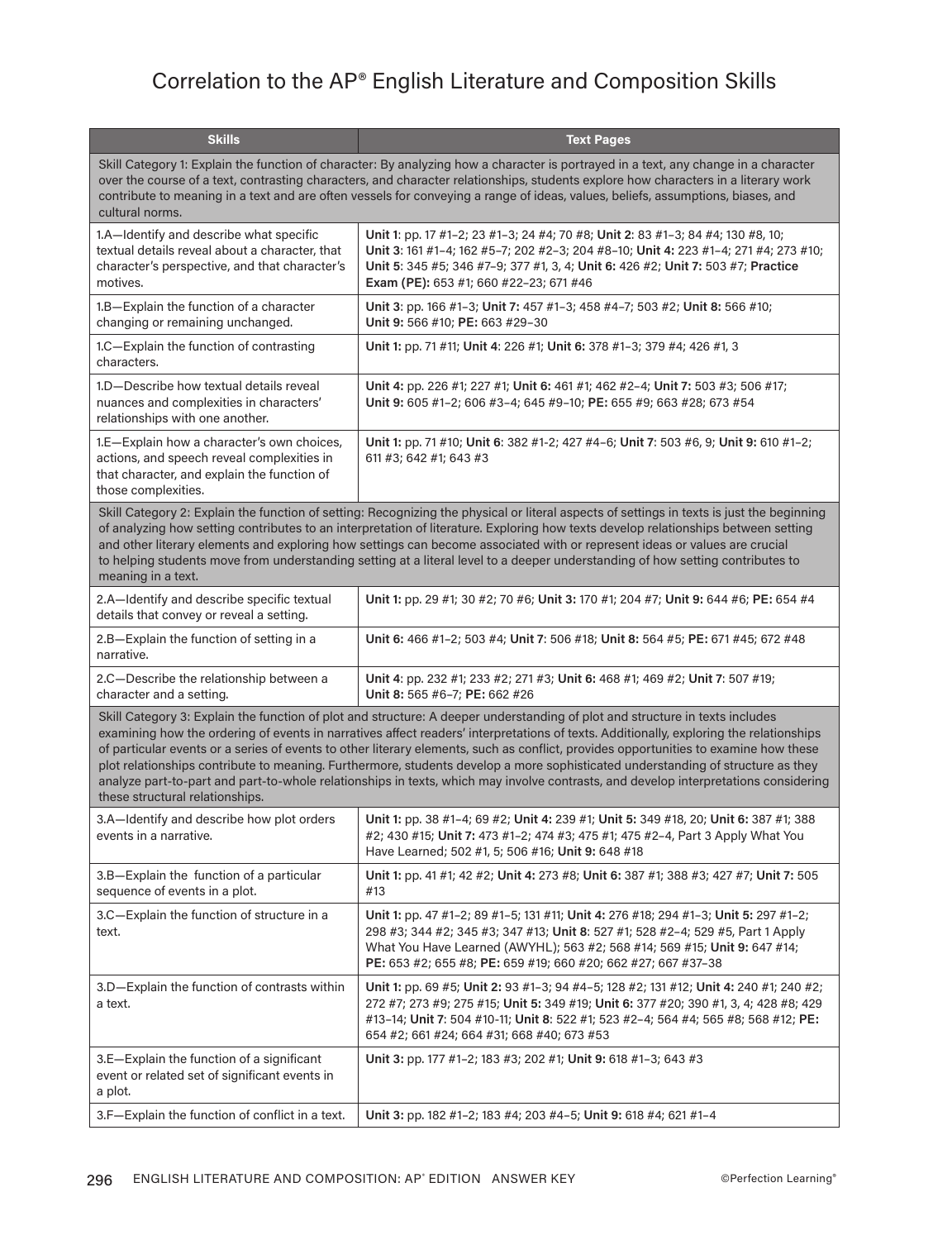# Correlation to the AP® English Literature and Composition Skills

| Skills | Text Pages |
|---|---|
| Skill Category 1: Explain the function of character: By analyzing how a character is portrayed in a text, any change in a character over the course of a text, contrasting characters, and character relationships, students explore how characters in a literary work contribute to meaning in a text and are often vessels for conveying a range of ideas, values, beliefs, assumptions, biases, and cultural norms. | |
| 1.A—Identify and describe what specific textual details reveal about a character, that character's perspective, and that character's motives. | **Unit 1**: pp. 17 #1–2; 23 #1–3; 24 #4; 70 #8; **Unit 2**: 83 #1–3; 84 #4; 130 #8, 10; **Unit 3**: 161 #1–4; 162 #5–7; 202 #2–3; 204 #8–10; **Unit 4:** 223 #1–4; 271 #4; 273 #10; **Unit 5**: 345 #5; 346 #7–9; 377 #1, 3, 4; **Unit 6:** 426 #2; **Unit 7:** 503 #7; **Practice Exam (PE):** 653 #1; 660 #22–23; 671 #46 |
| 1.B—Explain the function of a character changing or remaining unchanged. | **Unit 3**: pp. 166 #1–3; **Unit 7:** 457 #1–3; 458 #4–7; 503 #2; **Unit 8:** 566 #10; **Unit 9:** 566 #10; **PE:** 663 #29–30 |
| 1.C—Explain the function of contrasting characters. | **Unit 1:** pp. 71 #11; **Unit 4**: 226 #1; **Unit 6:** 378 #1–3; 379 #4; 426 #1, 3 |
| 1.D—Describe how textual details reveal nuances and complexities in characters' relationships with one another. | **Unit 4:** pp. 226 #1; 227 #1; **Unit 6:** 461 #1; 462 #2–4; **Unit 7:** 503 #3; 506 #17; **Unit 9:** 605 #1–2; 606 #3–4; 645 #9–10; **PE:** 655 #9; 663 #28; 673 #54 |
| 1.E—Explain how a character's own choices, actions, and speech reveal complexities in that character, and explain the function of those complexities. | **Unit 1:** pp. 71 #10; **Unit 6**: 382 #1-2; 427 #4–6; **Unit 7**: 503 #6, 9; **Unit 9:** 610 #1–2; 611 #3; 642 #1; 643 #3 |
| Skill Category 2: Explain the function of setting: Recognizing the physical or literal aspects of settings in texts is just the beginning of analyzing how setting contributes to an interpretation of literature. Exploring how texts develop relationships between setting and other literary elements and exploring how settings can become associated with or represent ideas or values are crucial to helping students move from understanding setting at a literal level to a deeper understanding of how setting contributes to meaning in a text. | |
| 2.A—Identify and describe specific textual details that convey or reveal a setting. | **Unit 1:** pp. 29 #1; 30 #2; 70 #6; **Unit 3:** 170 #1; 204 #7; **Unit 9:** 644 #6; **PE:** 654 #4 |
| 2.B—Explain the function of setting in a narrative. | **Unit 6:** 466 #1–2; 503 #4; **Unit 7**: 506 #18; **Unit 8:** 564 #5; **PE:** 671 #45; 672 #48 |
| 2.C—Describe the relationship between a character and a setting. | **Unit 4**: pp. 232 #1; 233 #2; 271 #3; **Unit 6:** 468 #1; 469 #2; **Unit 7**: 507 #19; **Unit 8:** 565 #6–7; **PE:** 662 #26 |
| Skill Category 3: Explain the function of plot and structure: A deeper understanding of plot and structure in texts includes examining how the ordering of events in narratives affect readers' interpretations of texts. Additionally, exploring the relationships of particular events or a series of events to other literary elements, such as conflict, provides opportunities to examine how these plot relationships contribute to meaning. Furthermore, students develop a more sophisticated understanding of structure as they analyze part-to-part and part-to-whole relationships in texts, which may involve contrasts, and develop interpretations considering these structural relationships. | |
| 3.A—Identify and describe how plot orders events in a narrative. | **Unit 1:** pp. 38 #1–4; 69 #2; **Unit 4:** 239 #1; **Unit 5:** 349 #18, 20; **Unit 6:** 387 #1; 388 #2; 430 #15; **Unit 7:** 473 #1–2; 474 #3; 475 #1; 475 #2–4, Part 3 Apply What You Have Learned; 502 #1, 5; 506 #16; **Unit 9:** 648 #18 |
| 3.B—Explain the function of a particular sequence of events in a plot. | **Unit 1:** pp. 41 #1; 42 #2; **Unit 4:** 273 #8; **Unit 6:** 387 #1; 388 #3; 427 #7; **Unit 7:** 505 #13 |
| 3.C—Explain the function of structure in a text. | **Unit 1:** pp. 47 #1–2; 89 #1–5; 131 #11; **Unit 4:** 276 #18; 294 #1–3; **Unit 5:** 297 #1–2; 298 #3; 344 #2; 345 #3; 347 #13; **Unit 8**: 527 #1; 528 #2–4; 529 #5, Part 1 Apply What You Have Learned (AWYHL); 563 #2; 568 #14; 569 #15; **Unit 9:** 647 #14; **PE:** 653 #2; 655 #8; **PE:** 659 #19; 660 #20; 662 #27; 667 #37–38 |
| 3.D—Explain the function of contrasts within a text. | **Unit 1:** pp. 69 #5; **Unit 2:** 93 #1–3; 94 #4–5; 128 #2; 131 #12; **Unit 4:** 240 #1; 240 #2; 272 #7; 273 #9; 275 #15; **Unit 5:** 349 #19; **Unit 6:** 377 #20; 390 #1, 3, 4; 428 #8; 429 #13–14; **Unit 7**: 504 #10-11; **Unit 8**: 522 #1; 523 #2–4; 564 #4; 565 #8; 568 #12; **PE:** 654 #2; 661 #24; 664 #31; 668 #40; 673 #53 |
| 3.E—Explain the function of a significant event or related set of significant events in a plot. | **Unit 3:** pp. 177 #1–2; 183 #3; 202 #1; **Unit 9:** 618 #1–3; 643 #3 |
| 3.F—Explain the function of conflict in a text. | **Unit 3:** pp. 182 #1–2; 183 #4; 203 #4–5; **Unit 9:** 618 #4; 621 #1–4 |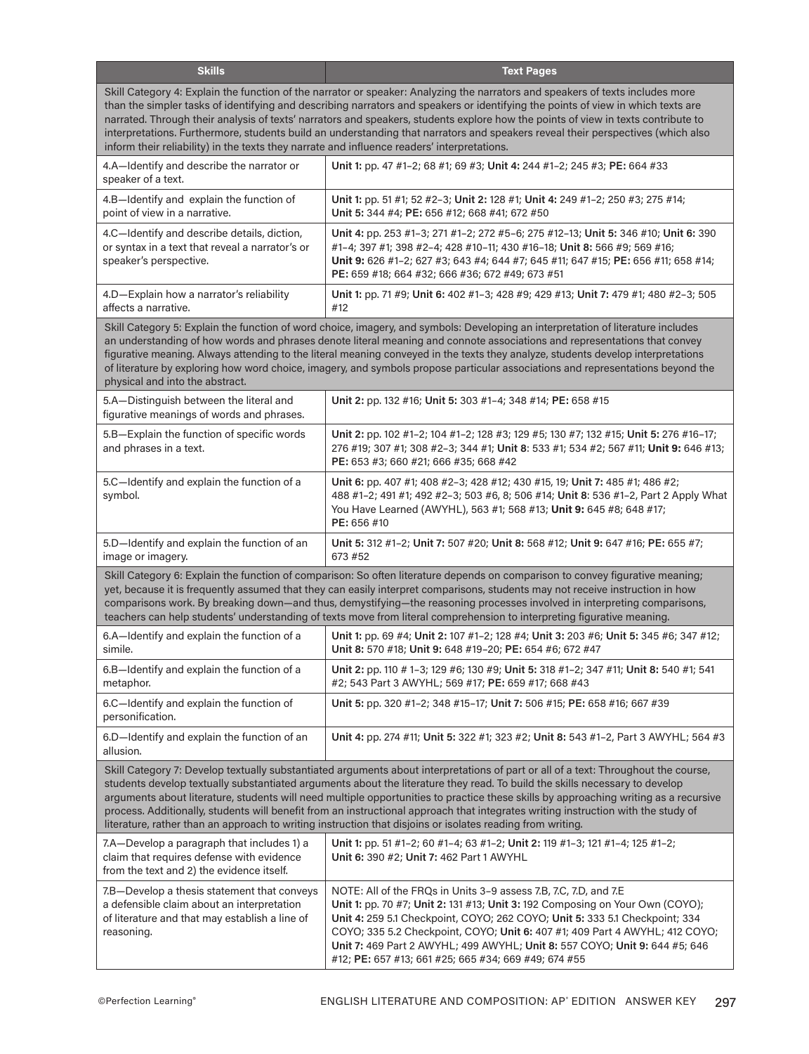| Skills | Text Pages |
|---|---|
| Skill Category 4: Explain the function of the narrator or speaker: Analyzing the narrators and speakers of texts includes more than the simpler tasks of identifying and describing narrators and speakers or identifying the points of view in which texts are narrated. Through their analysis of texts' narrators and speakers, students explore how the points of view in texts contribute to interpretations. Furthermore, students build an understanding that narrators and speakers reveal their perspectives (which also inform their reliability) in the texts they narrate and influence readers' interpretations. | |
| 4.A—Identify and describe the narrator or speaker of a text. | **Unit 1:** pp. 47 #1–2; 68 #1; 69 #3; **Unit 4:** 244 #1–2; 245 #3; **PE:** 664 #33 |
| 4.B—Identify and explain the function of point of view in a narrative. | **Unit 1:** pp. 51 #1; 52 #2–3; **Unit 2:** 128 #1; **Unit 4:** 249 #1–2; 250 #3; 275 #14; **Unit 5:** 344 #4; **PE:** 656 #12; 668 #41; 672 #50 |
| 4.C—Identify and describe details, diction, or syntax in a text that reveal a narrator's or speaker's perspective. | **Unit 4:** pp. 253 #1–3; 271 #1–2; 272 #5–6; 275 #12–13; **Unit 5:** 346 #10; **Unit 6:** 390 #1–4; 397 #1; 398 #2–4; 428 #10–11; 430 #16–18; **Unit 8:** 566 #9; 569 #16; **Unit 9:** 626 #1–2; 627 #3; 643 #4; 644 #7; 645 #11; 647 #15; **PE:** 656 #11; 658 #14; **PE:** 659 #18; 664 #32; 666 #36; 672 #49; 673 #51 |
| 4.D—Explain how a narrator's reliability affects a narrative. | **Unit 1:** pp. 71 #9; **Unit 6:** 402 #1–3; 428 #9; 429 #13; **Unit 7:** 479 #1; 480 #2–3; 505 #12 |
| Skill Category 5: Explain the function of word choice, imagery, and symbols: Developing an interpretation of literature includes an understanding of how words and phrases denote literal meaning and connote associations and representations that convey figurative meaning. Always attending to the literal meaning conveyed in the texts they analyze, students develop interpretations of literature by exploring how word choice, imagery, and symbols propose particular associations and representations beyond the physical and into the abstract. | |
| 5.A—Distinguish between the literal and figurative meanings of words and phrases. | **Unit 2:** pp. 132 #16; **Unit 5:** 303 #1–4; 348 #14; **PE:** 658 #15 |
| 5.B—Explain the function of specific words and phrases in a text. | **Unit 2:** pp. 102 #1–2; 104 #1–2; 128 #3; 129 #5; 130 #7; 132 #15; **Unit 5:** 276 #16–17; 276 #19; 307 #1; 308 #2–3; 344 #1; **Unit 8:** 533 #1; 534 #2; 567 #11; **Unit 9:** 646 #13; **PE:** 653 #3; 660 #21; 666 #35; 668 #42 |
| 5.C—Identify and explain the function of a symbol. | **Unit 6:** pp. 407 #1; 408 #2–3; 428 #12; 430 #15, 19; **Unit 7:** 485 #1; 486 #2; 488 #1–2; 491 #1; 492 #2–3; 503 #6, 8; 506 #14; **Unit 8**: 536 #1–2, Part 2 Apply What You Have Learned (AWYHL), 563 #1; 568 #13; **Unit 9:** 645 #8; 648 #17; **PE:** 656 #10 |
| 5.D—Identify and explain the function of an image or imagery. | **Unit 5:** 312 #1–2; **Unit 7:** 507 #20; **Unit 8:** 568 #12; **Unit 9:** 647 #16; **PE:** 655 #7; 673 #52 |
| Skill Category 6: Explain the function of comparison: So often literature depends on comparison to convey figurative meaning; yet, because it is frequently assumed that they can easily interpret comparisons, students may not receive instruction in how comparisons work. By breaking down—and thus, demystifying—the reasoning processes involved in interpreting comparisons, teachers can help students' understanding of texts move from literal comprehension to interpreting figurative meaning. | |
| 6.A—Identify and explain the function of a simile. | **Unit 1:** pp. 69 #4; **Unit 2:** 107 #1–2; 128 #4; **Unit 3:** 203 #6; **Unit 5:** 345 #6; 347 #12; **Unit 8:** 570 #18; **Unit 9:** 648 #19–20; **PE:** 654 #6; 672 #47 |
| 6.B—Identify and explain the function of a metaphor. | **Unit 2:** pp. 110 # 1–3; 129 #6; 130 #9; **Unit 5:** 318 #1–2; 347 #11; **Unit 8:** 540 #1; 541 #2; 543 Part 3 AWYHL; 569 #17; **PE:** 659 #17; 668 #43 |
| 6.C—Identify and explain the function of personification. | **Unit 5:** pp. 320 #1–2; 348 #15–17; **Unit 7:** 506 #15; **PE:** 658 #16; 667 #39 |
| 6.D—Identify and explain the function of an allusion. | **Unit 4:** pp. 274 #11; **Unit 5:** 322 #1; 323 #2; **Unit 8:** 543 #1–2, Part 3 AWYHL; 564 #3 |
| Skill Category 7: Develop textually substantiated arguments about interpretations of part or all of a text: Throughout the course, students develop textually substantiated arguments about the literature they read. To build the skills necessary to develop arguments about literature, students will need multiple opportunities to practice these skills by approaching writing as a recursive process. Additionally, students will benefit from an instructional approach that integrates writing instruction with the study of literature, rather than an approach to writing instruction that disjoins or isolates reading from writing. | |
| 7.A—Develop a paragraph that includes 1) a claim that requires defense with evidence from the text and 2) the evidence itself. | **Unit 1:** pp. 51 #1–2; 60 #1–4; 63 #1–2; **Unit 2:** 119 #1–3; 121 #1–4; 125 #1–2; **Unit 6:** 390 #2; **Unit 7:** 462 Part 1 AWYHL |
| 7.B—Develop a thesis statement that conveys a defensible claim about an interpretation of literature and that may establish a line of reasoning. | NOTE: All of the FRQs in Units 3–9 assess 7.B, 7.C, 7.D, and 7.E **Unit 1:** pp. 70 #7; **Unit 2:** 131 #13; **Unit 3:** 192 Composing on Your Own (COYO); **Unit 4:** 259 5.1 Checkpoint, COYO; 262 COYO; **Unit 5:** 333 5.1 Checkpoint; 334 COYO; 335 5.2 Checkpoint, COYO; **Unit 6:** 407 #1; 409 Part 4 AWYHL; 412 COYO; **Unit 7:** 469 Part 2 AWYHL; 499 AWYHL; **Unit 8:** 557 COYO; **Unit 9:** 644 #5; 646 #12; **PE:** 657 #13; 661 #25; 665 #34; 669 #49; 674 #55 |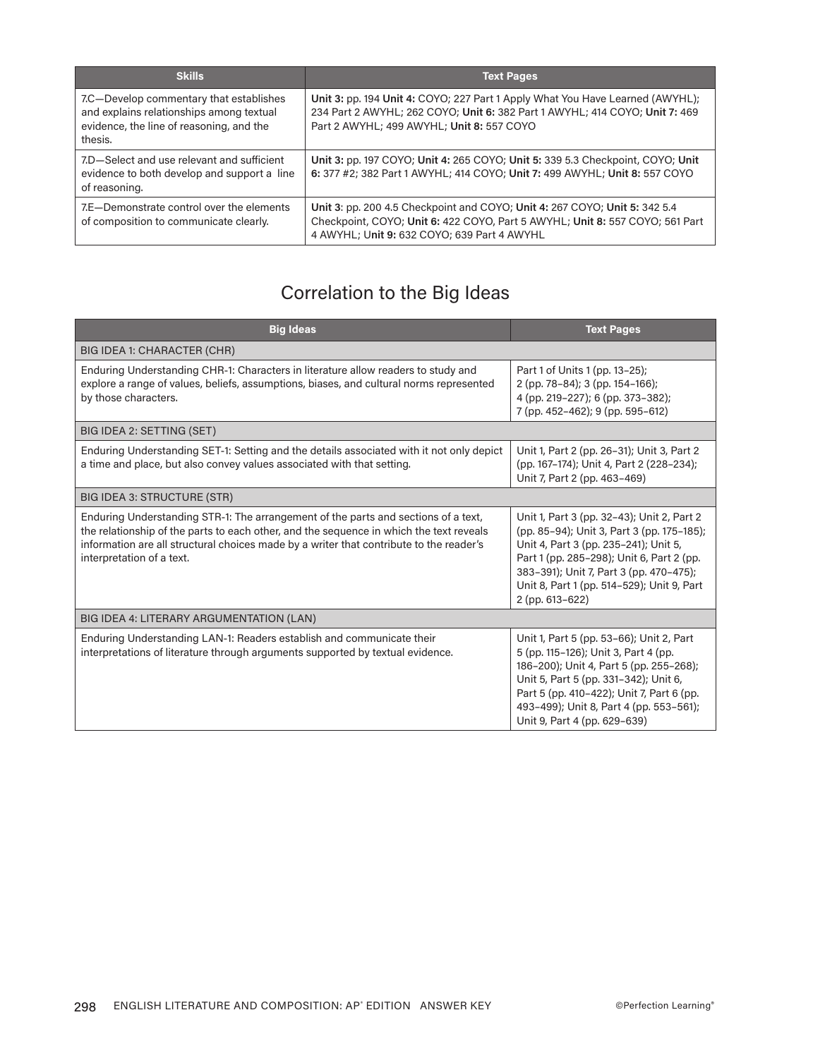| Skills | Text Pages |
|---|---|
| 7.C—Develop commentary that establishes and explains relationships among textual evidence, the line of reasoning, and the thesis. | **Unit 3:** pp. 194 **Unit 4:** COYO; 227 Part 1 Apply What You Have Learned (AWYHL); 234 Part 2 AWYHL; 262 COYO; **Unit 6:** 382 Part 1 AWYHL; 414 COYO; **Unit 7:** 469 Part 2 AWYHL; 499 AWYHL; **Unit 8:** 557 COYO |
| 7.D—Select and use relevant and sufficient evidence to both develop and support a line of reasoning. | **Unit 3:** pp. 197 COYO; **Unit 4:** 265 COYO; **Unit 5:** 339 5.3 Checkpoint, COYO; **Unit 6:** 377 #2; 382 Part 1 AWYHL; 414 COYO; **Unit 7:** 499 AWYHL; **Unit 8:** 557 COYO |
| 7.E—Demonstrate control over the elements of composition to communicate clearly. | **Unit 3**: pp. 200 4.5 Checkpoint and COYO; **Unit 4:** 267 COYO; **Unit 5:** 342 5.4 Checkpoint, COYO; **Unit 6:** 422 COYO, Part 5 AWYHL; **Unit 8:** 557 COYO; 561 Part 4 AWYHL; **Unit 9:** 632 COYO; 639 Part 4 AWYHL |

## Correlation to the Big Ideas

| Big Ideas | Text Pages |
|---|---|
| BIG IDEA 1: CHARACTER (CHR) | |
| Enduring Understanding CHR-1: Characters in literature allow readers to study and explore a range of values, beliefs, assumptions, biases, and cultural norms represented by those characters. | Part 1 of Units 1 (pp. 13–25); 2 (pp. 78–84); 3 (pp. 154–166); 4 (pp. 219–227); 6 (pp. 373–382); 7 (pp. 452–462); 9 (pp. 595–612) |
| BIG IDEA 2: SETTING (SET) | |
| Enduring Understanding SET-1: Setting and the details associated with it not only depict a time and place, but also convey values associated with that setting. | Unit 1, Part 2 (pp. 26–31); Unit 3, Part 2 (pp. 167–174); Unit 4, Part 2 (228–234); Unit 7, Part 2 (pp. 463–469) |
| BIG IDEA 3: STRUCTURE (STR) | |
| Enduring Understanding STR-1: The arrangement of the parts and sections of a text, the relationship of the parts to each other, and the sequence in which the text reveals information are all structural choices made by a writer that contribute to the reader's interpretation of a text. | Unit 1, Part 3 (pp. 32–43); Unit 2, Part 2 (pp. 85–94); Unit 3, Part 3 (pp. 175–185); Unit 4, Part 3 (pp. 235–241); Unit 5, Part 1 (pp. 285–298); Unit 6, Part 2 (pp. 383–391); Unit 7, Part 3 (pp. 470–475); Unit 8, Part 1 (pp. 514–529); Unit 9, Part 2 (pp. 613–622) |
| BIG IDEA 4: LITERARY ARGUMENTATION (LAN) | |
| Enduring Understanding LAN-1: Readers establish and communicate their interpretations of literature through arguments supported by textual evidence. | Unit 1, Part 5 (pp. 53–66); Unit 2, Part 5 (pp. 115–126); Unit 3, Part 4 (pp. 186–200); Unit 4, Part 5 (pp. 255–268); Unit 5, Part 5 (pp. 331–342); Unit 6, Part 5 (pp. 410–422); Unit 7, Part 6 (pp. 493–499); Unit 8, Part 4 (pp. 553–561); Unit 9, Part 4 (pp. 629–639) |